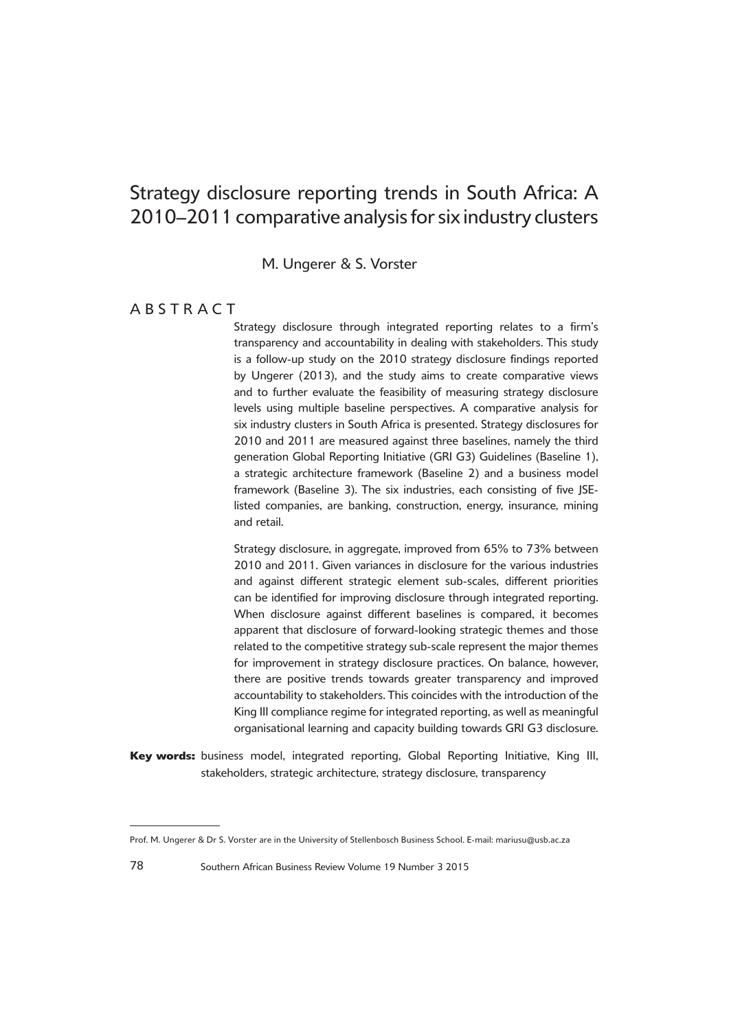# Strategy disclosure reporting trends in South Africa: A 2010–2011 comparative analysis for six industry clusters

M. Ungerer & S. Vorster

## ABSTRACT

Strategy disclosure through integrated reporting relates to a firm's transparency and accountability in dealing with stakeholders. This study is a follow-up study on the 2010 strategy disclosure findings reported by Ungerer (2013), and the study aims to create comparative views and to further evaluate the feasibility of measuring strategy disclosure levels using multiple baseline perspectives. A comparative analysis for six industry clusters in South Africa is presented. Strategy disclosures for 2010 and 2011 are measured against three baselines, namely the third generation Global Reporting Initiative (GRI G3) Guidelines (Baseline 1), a strategic architecture framework (Baseline 2) and a business model framework (Baseline 3). The six industries, each consisting of five JSE-listed companies, are banking, construction, energy, insurance, mining and retail.

Strategy disclosure, in aggregate, improved from 65% to 73% between 2010 and 2011. Given variances in disclosure for the various industries and against different strategic element sub-scales, different priorities can be identified for improving disclosure through integrated reporting. When disclosure against different baselines is compared, it becomes apparent that disclosure of forward-looking strategic themes and those related to the competitive strategy sub-scale represent the major themes for improvement in strategy disclosure practices. On balance, however, there are positive trends towards greater transparency and improved accountability to stakeholders. This coincides with the introduction of the King III compliance regime for integrated reporting, as well as meaningful organisational learning and capacity building towards GRI G3 disclosure.

**Key words:** business model, integrated reporting, Global Reporting Initiative, King III, stakeholders, strategic architecture, strategy disclosure, transparency

---

Prof. M. Ungerer & Dr S. Vorster are in the University of Stellenbosch Business School. E-mail: mariusu@usb.ac.za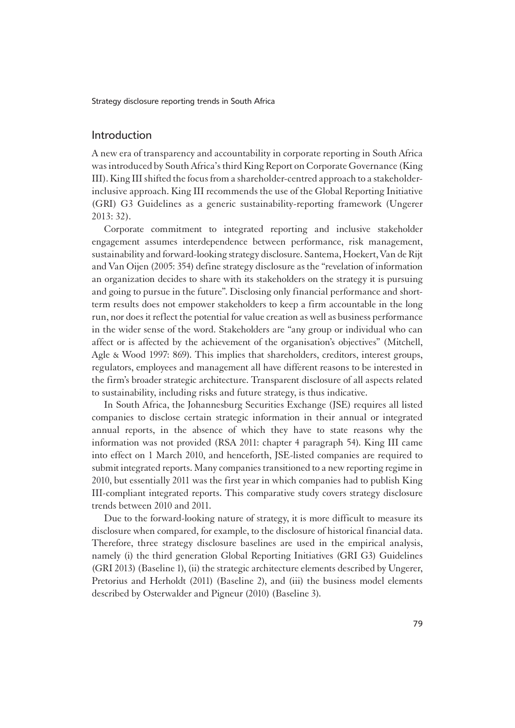## Introduction

A new era of transparency and accountability in corporate reporting in South Africa was introduced by South Africa's third King Report on Corporate Governance (King III). King III shifted the focus from a shareholder-centred approach to a stakeholder-inclusive approach. King III recommends the use of the Global Reporting Initiative (GRI) G3 Guidelines as a generic sustainability-reporting framework (Ungerer 2013: 32).

Corporate commitment to integrated reporting and inclusive stakeholder engagement assumes interdependence between performance, risk management, sustainability and forward-looking strategy disclosure. Santema, Hoekert, Van de Rijt and Van Oijen (2005: 354) define strategy disclosure as the "revelation of information an organization decides to share with its stakeholders on the strategy it is pursuing and going to pursue in the future". Disclosing only financial performance and short-term results does not empower stakeholders to keep a firm accountable in the long run, nor does it reflect the potential for value creation as well as business performance in the wider sense of the word. Stakeholders are "any group or individual who can affect or is affected by the achievement of the organisation's objectives" (Mitchell, Agle & Wood 1997: 869). This implies that shareholders, creditors, interest groups, regulators, employees and management all have different reasons to be interested in the firm's broader strategic architecture. Transparent disclosure of all aspects related to sustainability, including risks and future strategy, is thus indicative.

In South Africa, the Johannesburg Securities Exchange (JSE) requires all listed companies to disclose certain strategic information in their annual or integrated annual reports, in the absence of which they have to state reasons why the information was not provided (RSA 2011: chapter 4 paragraph 54). King III came into effect on 1 March 2010, and henceforth, JSE-listed companies are required to submit integrated reports. Many companies transitioned to a new reporting regime in 2010, but essentially 2011 was the first year in which companies had to publish King III-compliant integrated reports. This comparative study covers strategy disclosure trends between 2010 and 2011.

Due to the forward-looking nature of strategy, it is more difficult to measure its disclosure when compared, for example, to the disclosure of historical financial data. Therefore, three strategy disclosure baselines are used in the empirical analysis, namely (i) the third generation Global Reporting Initiatives (GRI G3) Guidelines (GRI 2013) (Baseline 1), (ii) the strategic architecture elements described by Ungerer, Pretorius and Herholdt (2011) (Baseline 2), and (iii) the business model elements described by Osterwalder and Pigneur (2010) (Baseline 3).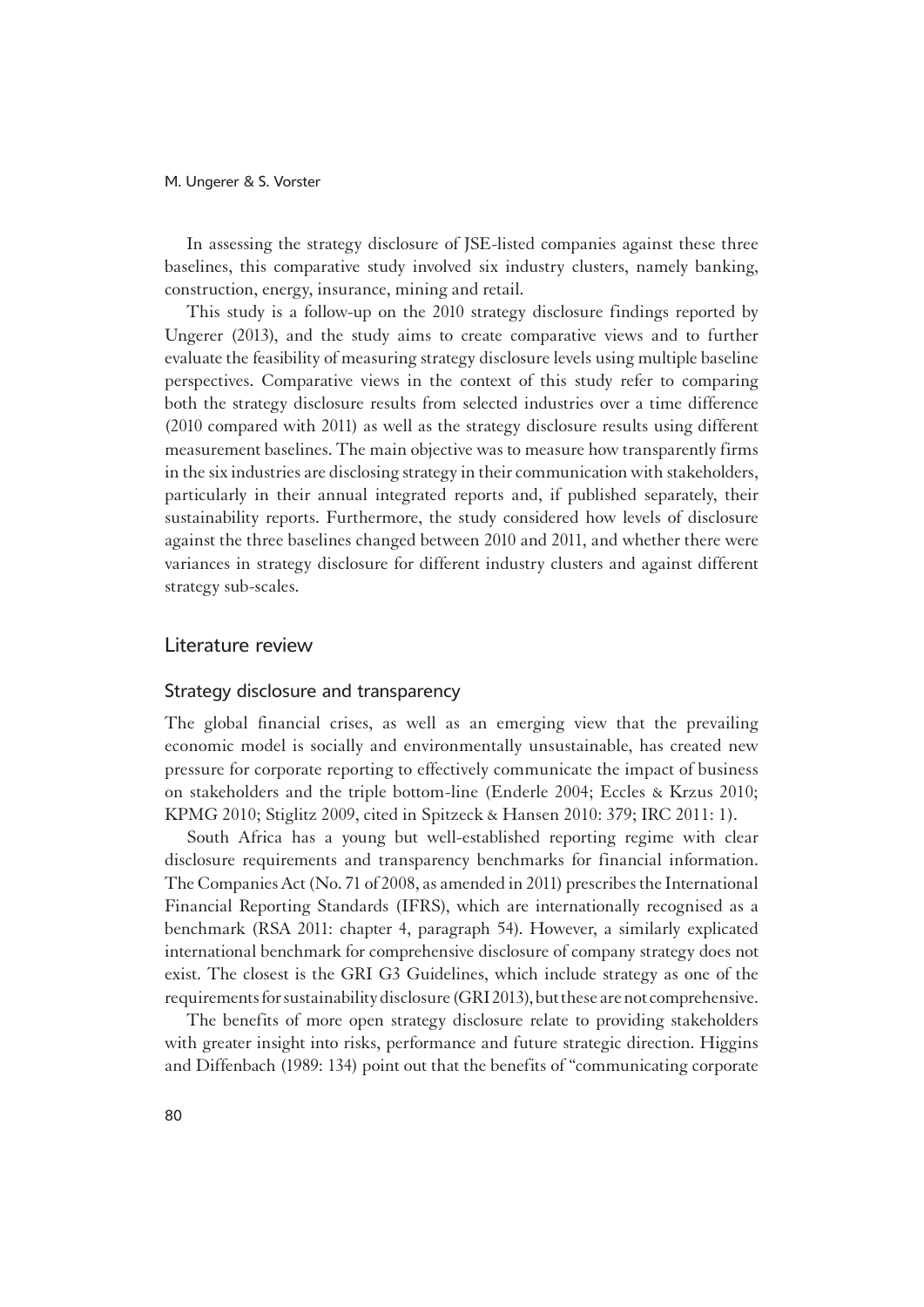In assessing the strategy disclosure of JSE-listed companies against these three baselines, this comparative study involved six industry clusters, namely banking, construction, energy, insurance, mining and retail.

This study is a follow-up on the 2010 strategy disclosure findings reported by Ungerer (2013), and the study aims to create comparative views and to further evaluate the feasibility of measuring strategy disclosure levels using multiple baseline perspectives. Comparative views in the context of this study refer to comparing both the strategy disclosure results from selected industries over a time difference (2010 compared with 2011) as well as the strategy disclosure results using different measurement baselines. The main objective was to measure how transparently firms in the six industries are disclosing strategy in their communication with stakeholders, particularly in their annual integrated reports and, if published separately, their sustainability reports. Furthermore, the study considered how levels of disclosure against the three baselines changed between 2010 and 2011, and whether there were variances in strategy disclosure for different industry clusters and against different strategy sub-scales.

## Literature review

### Strategy disclosure and transparency

The global financial crises, as well as an emerging view that the prevailing economic model is socially and environmentally unsustainable, has created new pressure for corporate reporting to effectively communicate the impact of business on stakeholders and the triple bottom-line (Enderle 2004; Eccles & Krzus 2010; KPMG 2010; Stiglitz 2009, cited in Spitzeck & Hansen 2010: 379; IRC 2011: 1).

South Africa has a young but well-established reporting regime with clear disclosure requirements and transparency benchmarks for financial information. The Companies Act (No. 71 of 2008, as amended in 2011) prescribes the International Financial Reporting Standards (IFRS), which are internationally recognised as a benchmark (RSA 2011: chapter 4, paragraph 54). However, a similarly explicated international benchmark for comprehensive disclosure of company strategy does not exist. The closest is the GRI G3 Guidelines, which include strategy as one of the requirements for sustainability disclosure (GRI 2013), but these are not comprehensive.

The benefits of more open strategy disclosure relate to providing stakeholders with greater insight into risks, performance and future strategic direction. Higgins and Diffenbach (1989: 134) point out that the benefits of "communicating corporate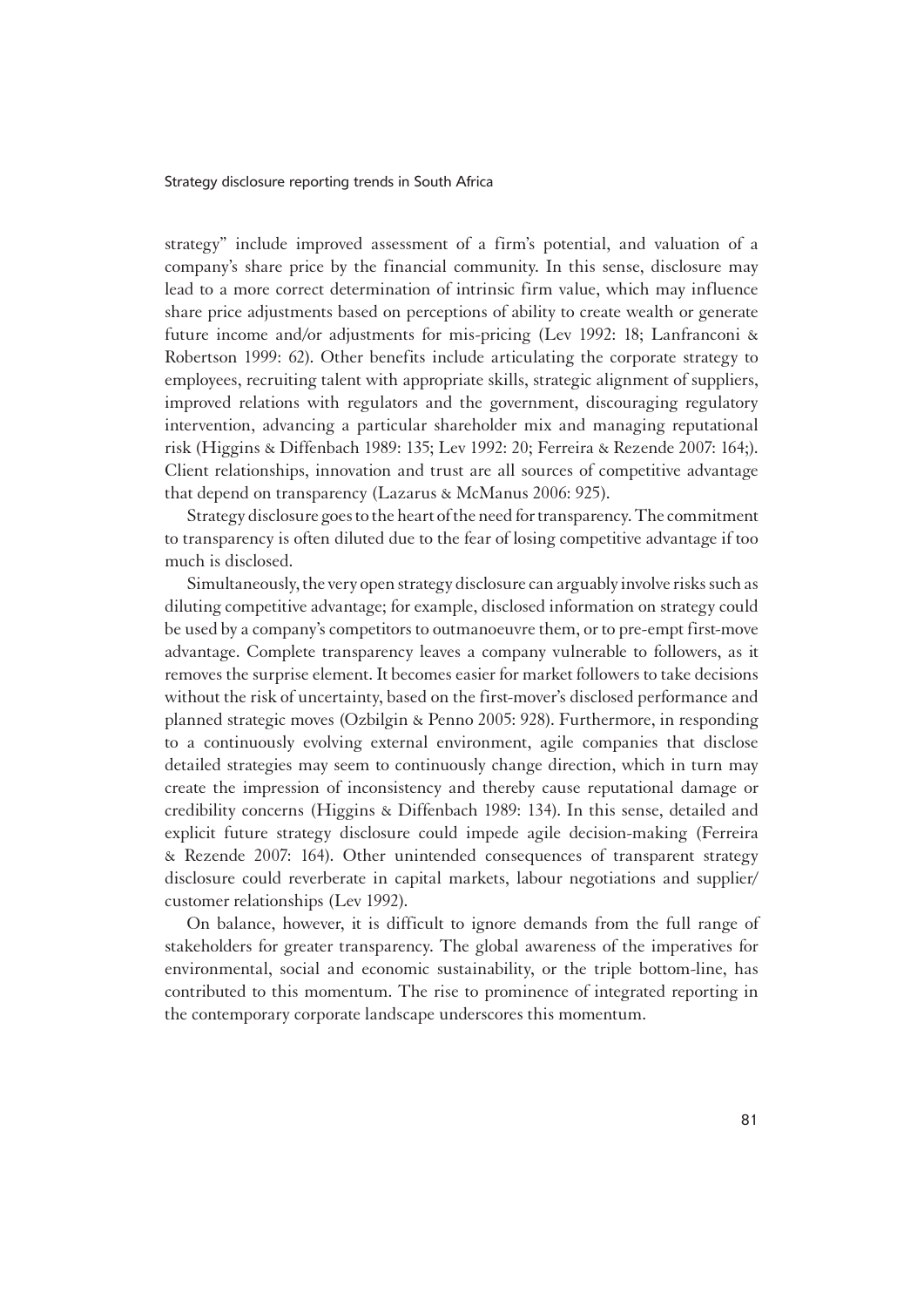strategy" include improved assessment of a firm's potential, and valuation of a company's share price by the financial community. In this sense, disclosure may lead to a more correct determination of intrinsic firm value, which may influence share price adjustments based on perceptions of ability to create wealth or generate future income and/or adjustments for mis-pricing (Lev 1992: 18; Lanfranconi & Robertson 1999: 62). Other benefits include articulating the corporate strategy to employees, recruiting talent with appropriate skills, strategic alignment of suppliers, improved relations with regulators and the government, discouraging regulatory intervention, advancing a particular shareholder mix and managing reputational risk (Higgins & Diffenbach 1989: 135; Lev 1992: 20; Ferreira & Rezende 2007: 164;). Client relationships, innovation and trust are all sources of competitive advantage that depend on transparency (Lazarus & McManus 2006: 925).

Strategy disclosure goes to the heart of the need for transparency. The commitment to transparency is often diluted due to the fear of losing competitive advantage if too much is disclosed.

Simultaneously, the very open strategy disclosure can arguably involve risks such as diluting competitive advantage; for example, disclosed information on strategy could be used by a company's competitors to outmanoeuvre them, or to pre-empt first-move advantage. Complete transparency leaves a company vulnerable to followers, as it removes the surprise element. It becomes easier for market followers to take decisions without the risk of uncertainty, based on the first-mover's disclosed performance and planned strategic moves (Ozbilgin & Penno 2005: 928). Furthermore, in responding to a continuously evolving external environment, agile companies that disclose detailed strategies may seem to continuously change direction, which in turn may create the impression of inconsistency and thereby cause reputational damage or credibility concerns (Higgins & Diffenbach 1989: 134). In this sense, detailed and explicit future strategy disclosure could impede agile decision-making (Ferreira & Rezende 2007: 164). Other unintended consequences of transparent strategy disclosure could reverberate in capital markets, labour negotiations and supplier/customer relationships (Lev 1992).

On balance, however, it is difficult to ignore demands from the full range of stakeholders for greater transparency. The global awareness of the imperatives for environmental, social and economic sustainability, or the triple bottom-line, has contributed to this momentum. The rise to prominence of integrated reporting in the contemporary corporate landscape underscores this momentum.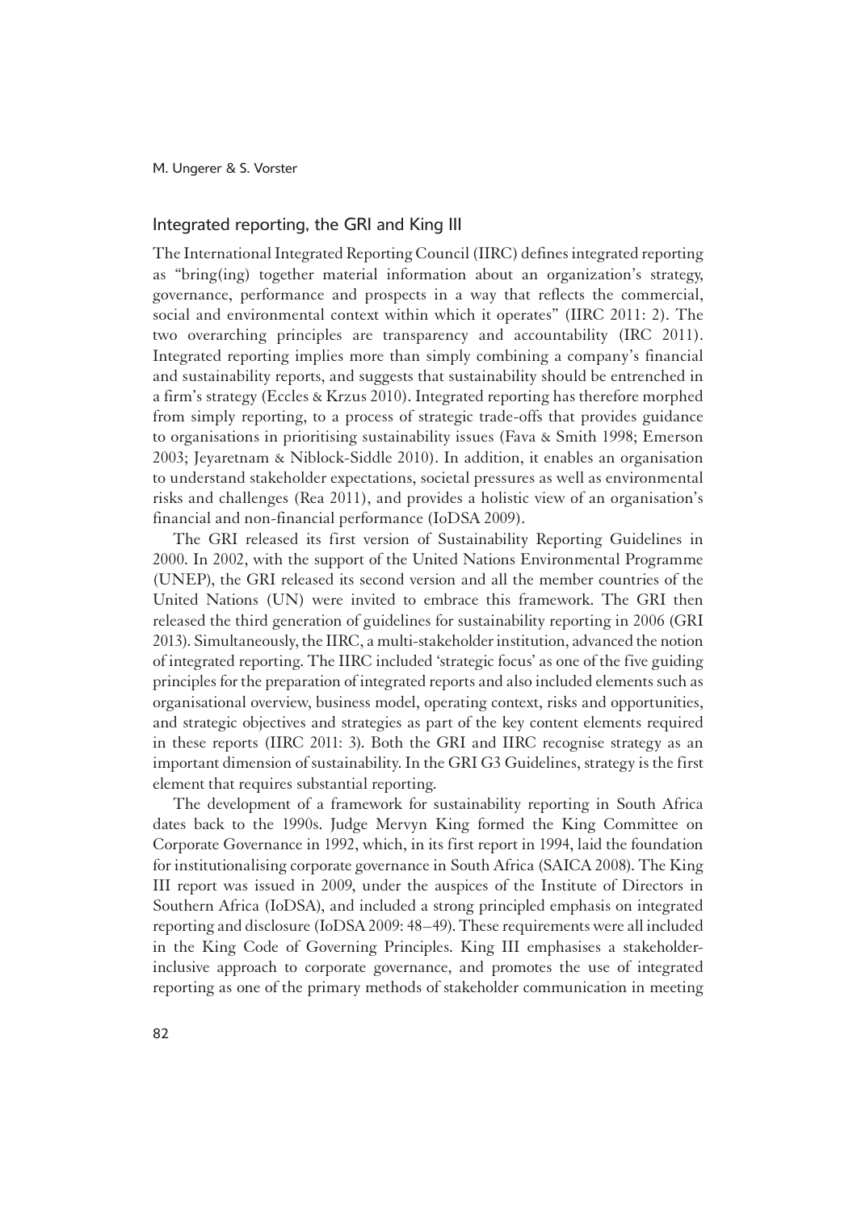## Integrated reporting, the GRI and King III

The International Integrated Reporting Council (IIRC) defines integrated reporting as "bring(ing) together material information about an organization's strategy, governance, performance and prospects in a way that reflects the commercial, social and environmental context within which it operates" (IIRC 2011: 2). The two overarching principles are transparency and accountability (IRC 2011). Integrated reporting implies more than simply combining a company's financial and sustainability reports, and suggests that sustainability should be entrenched in a firm's strategy (Eccles & Krzus 2010). Integrated reporting has therefore morphed from simply reporting, to a process of strategic trade-offs that provides guidance to organisations in prioritising sustainability issues (Fava & Smith 1998; Emerson 2003; Jeyaretnam & Niblock-Siddle 2010). In addition, it enables an organisation to understand stakeholder expectations, societal pressures as well as environmental risks and challenges (Rea 2011), and provides a holistic view of an organisation's financial and non-financial performance (IoDSA 2009).

The GRI released its first version of Sustainability Reporting Guidelines in 2000. In 2002, with the support of the United Nations Environmental Programme (UNEP), the GRI released its second version and all the member countries of the United Nations (UN) were invited to embrace this framework. The GRI then released the third generation of guidelines for sustainability reporting in 2006 (GRI 2013). Simultaneously, the IIRC, a multi-stakeholder institution, advanced the notion of integrated reporting. The IIRC included 'strategic focus' as one of the five guiding principles for the preparation of integrated reports and also included elements such as organisational overview, business model, operating context, risks and opportunities, and strategic objectives and strategies as part of the key content elements required in these reports (IIRC 2011: 3). Both the GRI and IIRC recognise strategy as an important dimension of sustainability. In the GRI G3 Guidelines, strategy is the first element that requires substantial reporting.

The development of a framework for sustainability reporting in South Africa dates back to the 1990s. Judge Mervyn King formed the King Committee on Corporate Governance in 1992, which, in its first report in 1994, laid the foundation for institutionalising corporate governance in South Africa (SAICA 2008). The King III report was issued in 2009, under the auspices of the Institute of Directors in Southern Africa (IoDSA), and included a strong principled emphasis on integrated reporting and disclosure (IoDSA 2009: 48–49). These requirements were all included in the King Code of Governing Principles. King III emphasises a stakeholder-inclusive approach to corporate governance, and promotes the use of integrated reporting as one of the primary methods of stakeholder communication in meeting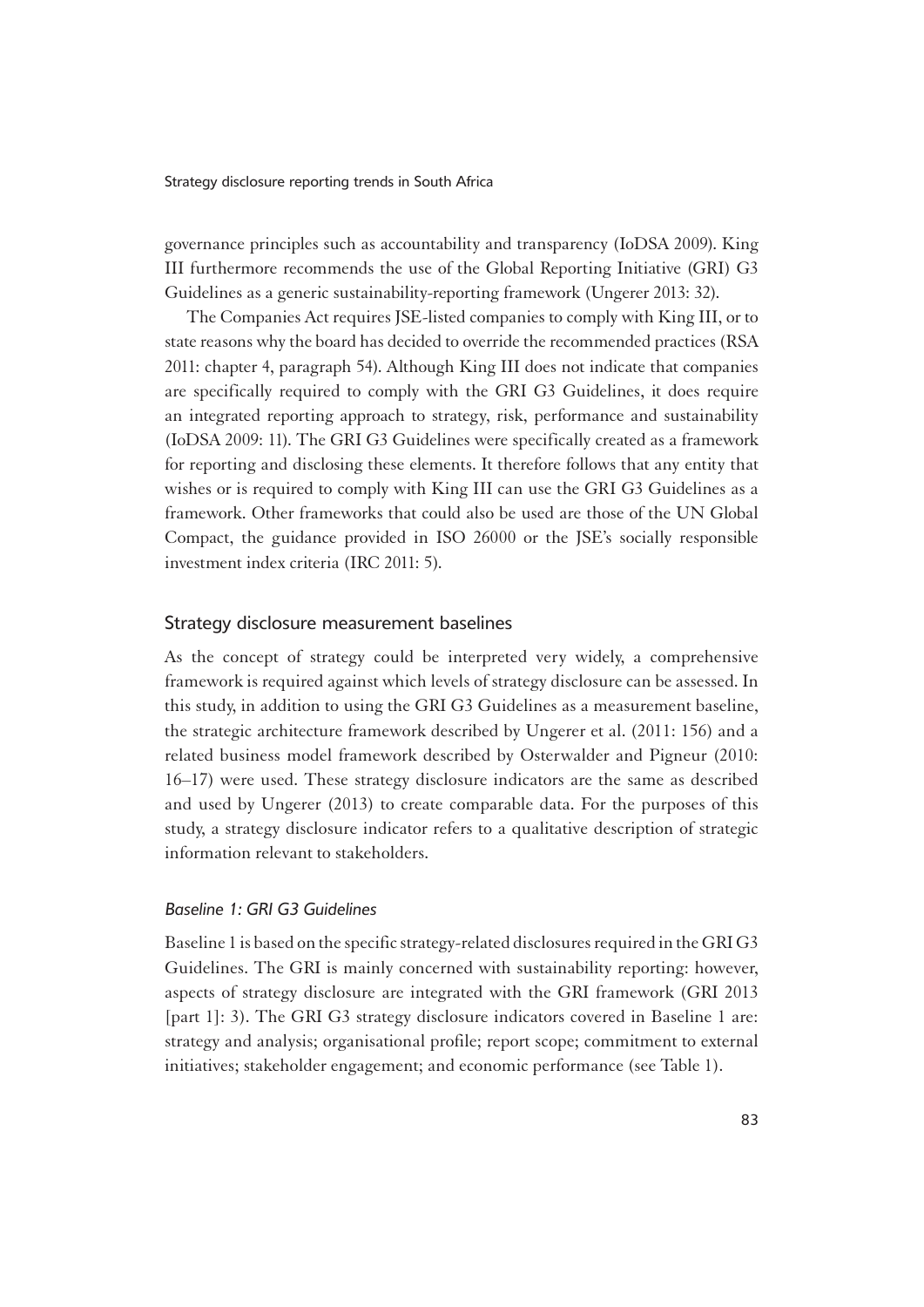governance principles such as accountability and transparency (IoDSA 2009). King III furthermore recommends the use of the Global Reporting Initiative (GRI) G3 Guidelines as a generic sustainability-reporting framework (Ungerer 2013: 32).

The Companies Act requires JSE-listed companies to comply with King III, or to state reasons why the board has decided to override the recommended practices (RSA 2011: chapter 4, paragraph 54). Although King III does not indicate that companies are specifically required to comply with the GRI G3 Guidelines, it does require an integrated reporting approach to strategy, risk, performance and sustainability (IoDSA 2009: 11). The GRI G3 Guidelines were specifically created as a framework for reporting and disclosing these elements. It therefore follows that any entity that wishes or is required to comply with King III can use the GRI G3 Guidelines as a framework. Other frameworks that could also be used are those of the UN Global Compact, the guidance provided in ISO 26000 or the JSE's socially responsible investment index criteria (IRC 2011: 5).

## Strategy disclosure measurement baselines

As the concept of strategy could be interpreted very widely, a comprehensive framework is required against which levels of strategy disclosure can be assessed. In this study, in addition to using the GRI G3 Guidelines as a measurement baseline, the strategic architecture framework described by Ungerer et al. (2011: 156) and a related business model framework described by Osterwalder and Pigneur (2010: 16–17) were used. These strategy disclosure indicators are the same as described and used by Ungerer (2013) to create comparable data. For the purposes of this study, a strategy disclosure indicator refers to a qualitative description of strategic information relevant to stakeholders.

### *Baseline 1: GRI G3 Guidelines*

Baseline 1 is based on the specific strategy-related disclosures required in the GRI G3 Guidelines. The GRI is mainly concerned with sustainability reporting: however, aspects of strategy disclosure are integrated with the GRI framework (GRI 2013 [part 1]: 3). The GRI G3 strategy disclosure indicators covered in Baseline 1 are: strategy and analysis; organisational profile; report scope; commitment to external initiatives; stakeholder engagement; and economic performance (see Table 1).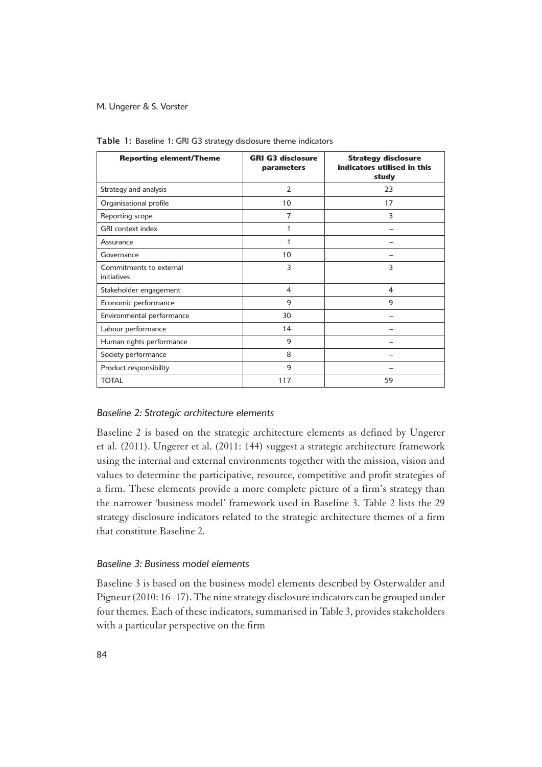**Table 1:** Baseline 1: GRI G3 strategy disclosure theme indicators

| Reporting element/Theme | GRI G3 disclosure parameters | Strategy disclosure indicators utilised in this study |
|---|---|---|
| Strategy and analysis | 2 | 23 |
| Organisational profile | 10 | 17 |
| Reporting scope | 7 | 3 |
| GRI context index | 1 | – |
| Assurance | 1 | – |
| Governance | 10 | – |
| Commitments to external initiatives | 3 | 3 |
| Stakeholder engagement | 4 | 4 |
| Economic performance | 9 | 9 |
| Environmental performance | 30 | – |
| Labour performance | 14 | – |
| Human rights performance | 9 | – |
| Society performance | 8 | – |
| Product responsibility | 9 | – |
| TOTAL | 117 | 59 |

### *Baseline 2: Strategic architecture elements*

Baseline 2 is based on the strategic architecture elements as defined by Ungerer et al. (2011). Ungerer et al. (2011: 144) suggest a strategic architecture framework using the internal and external environments together with the mission, vision and values to determine the participative, resource, competitive and profit strategies of a firm. These elements provide a more complete picture of a firm's strategy than the narrower 'business model' framework used in Baseline 3. Table 2 lists the 29 strategy disclosure indicators related to the strategic architecture themes of a firm that constitute Baseline 2.

### *Baseline 3: Business model elements*

Baseline 3 is based on the business model elements described by Osterwalder and Pigneur (2010: 16–17). The nine strategy disclosure indicators can be grouped under four themes. Each of these indicators, summarised in Table 3, provides stakeholders with a particular perspective on the firm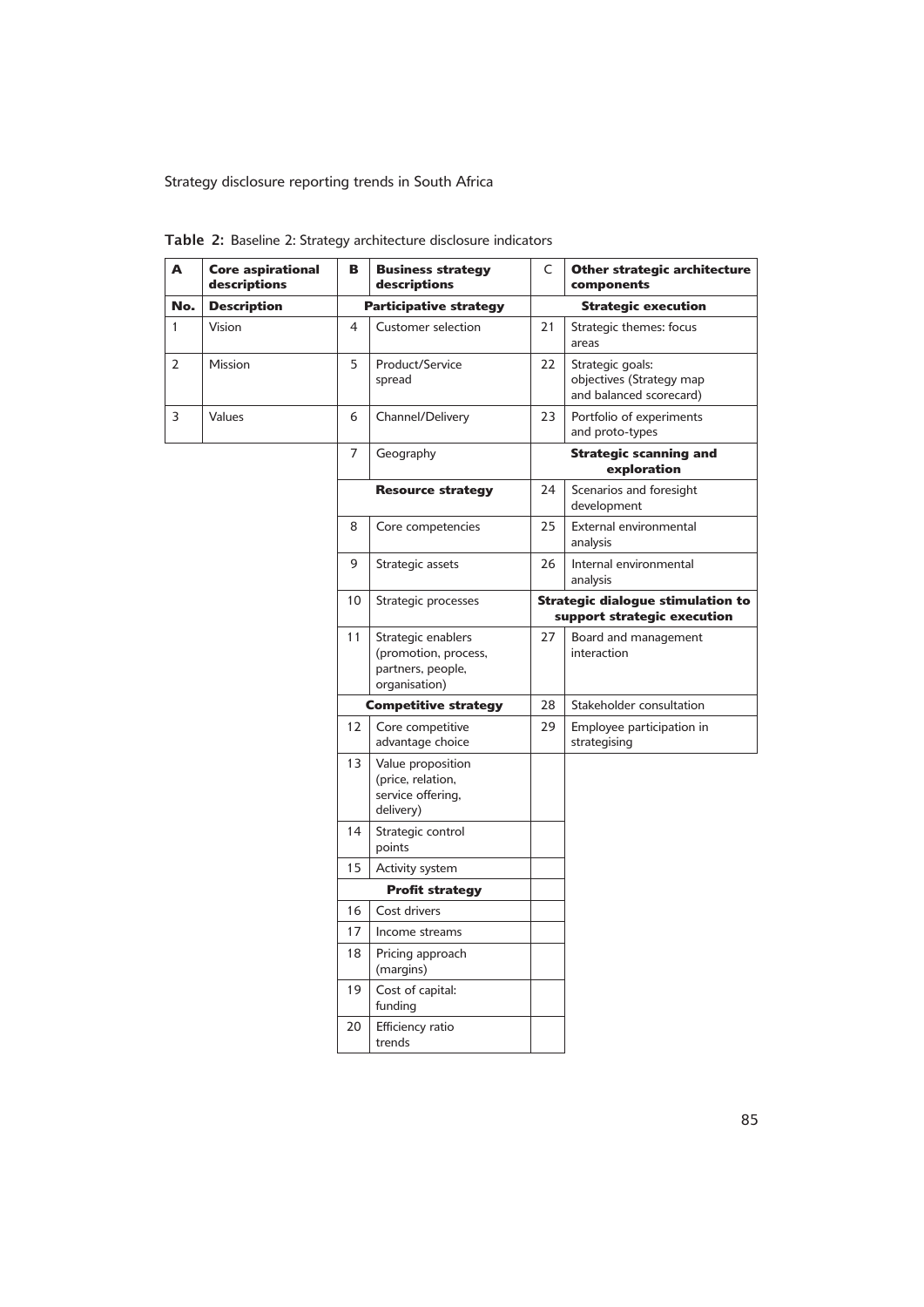**Table 2:** Baseline 2: Strategy architecture disclosure indicators

| A | Core aspirational descriptions | B | Business strategy descriptions | C | Other strategic architecture components |
|---|---|---|---|---|---|
| **No.** | **Description** | | **Participative strategy** | | **Strategic execution** |
| 1 | Vision | 4 | Customer selection | 21 | Strategic themes: focus areas |
| 2 | Mission | 5 | Product/Service spread | 22 | Strategic goals: objectives (Strategy map and balanced scorecard) |
| 3 | Values | 6 | Channel/Delivery | 23 | Portfolio of experiments and proto-types |
| | | 7 | Geography | | **Strategic scanning and exploration** |
| | | | **Resource strategy** | 24 | Scenarios and foresight development |
| | | 8 | Core competencies | 25 | External environmental analysis |
| | | 9 | Strategic assets | 26 | Internal environmental analysis |
| | | 10 | Strategic processes | | **Strategic dialogue stimulation to support strategic execution** |
| | | 11 | Strategic enablers (promotion, process, partners, people, organisation) | 27 | Board and management interaction |
| | | | **Competitive strategy** | 28 | Stakeholder consultation |
| | | 12 | Core competitive advantage choice | 29 | Employee participation in strategising |
| | | 13 | Value proposition (price, relation, service offering, delivery) | | |
| | | 14 | Strategic control points | | |
| | | 15 | Activity system | | |
| | | | **Profit strategy** | | |
| | | 16 | Cost drivers | | |
| | | 17 | Income streams | | |
| | | 18 | Pricing approach (margins) | | |
| | | 19 | Cost of capital: funding | | |
| | | 20 | Efficiency ratio trends | | |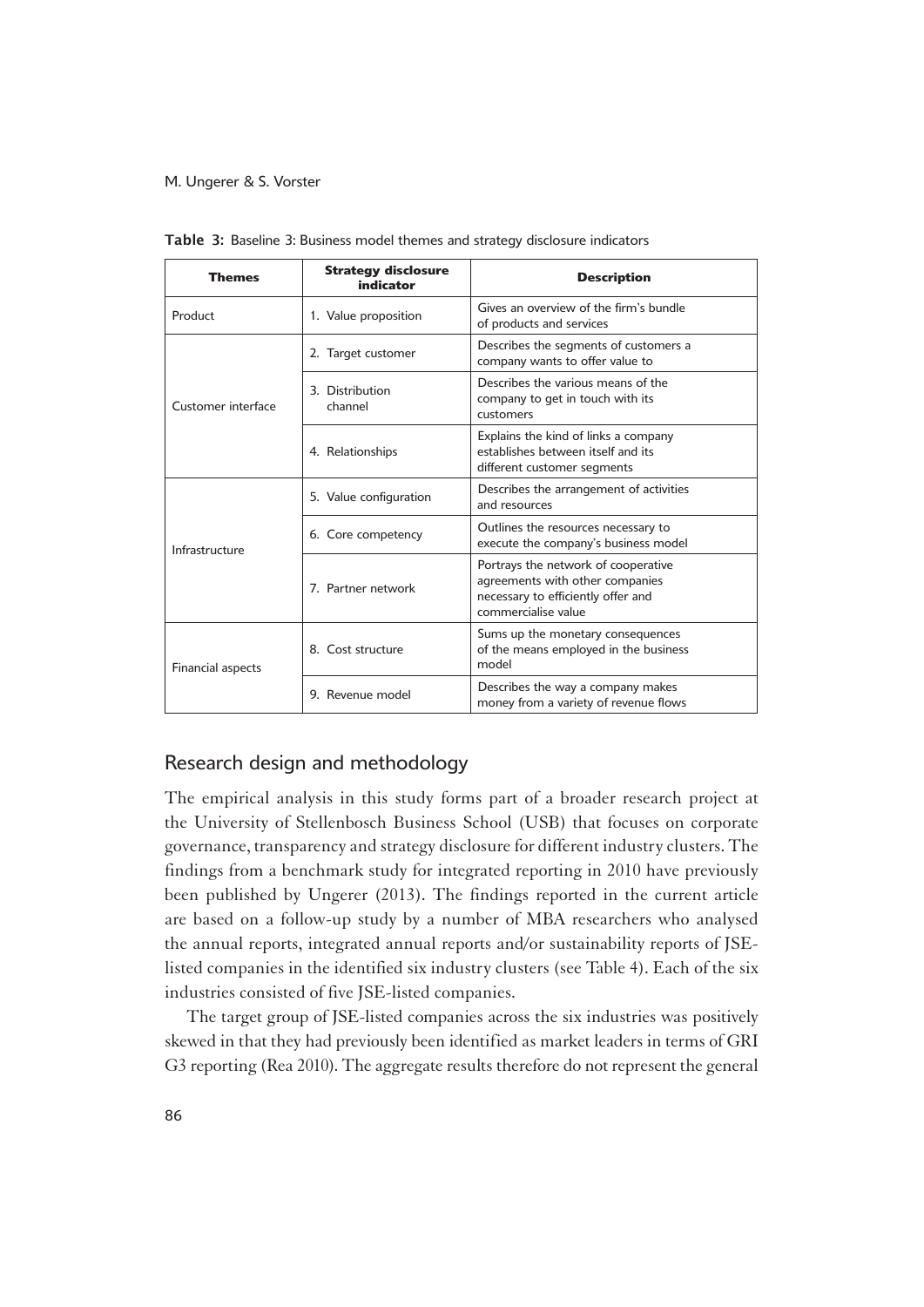**Table 3:** Baseline 3: Business model themes and strategy disclosure indicators

| Themes | Strategy disclosure indicator | Description |
| --- | --- | --- |
| Product | 1. Value proposition | Gives an overview of the firm's bundle of products and services |
| Customer interface | 2. Target customer | Describes the segments of customers a company wants to offer value to |
| | 3. Distribution channel | Describes the various means of the company to get in touch with its customers |
| | 4. Relationships | Explains the kind of links a company establishes between itself and its different customer segments |
| Infrastructure | 5. Value configuration | Describes the arrangement of activities and resources |
| | 6. Core competency | Outlines the resources necessary to execute the company's business model |
| | 7. Partner network | Portrays the network of cooperative agreements with other companies necessary to efficiently offer and commercialise value |
| Financial aspects | 8. Cost structure | Sums up the monetary consequences of the means employed in the business model |
| | 9. Revenue model | Describes the way a company makes money from a variety of revenue flows |

## Research design and methodology

The empirical analysis in this study forms part of a broader research project at the University of Stellenbosch Business School (USB) that focuses on corporate governance, transparency and strategy disclosure for different industry clusters. The findings from a benchmark study for integrated reporting in 2010 have previously been published by Ungerer (2013). The findings reported in the current article are based on a follow-up study by a number of MBA researchers who analysed the annual reports, integrated annual reports and/or sustainability reports of JSE-listed companies in the identified six industry clusters (see Table 4). Each of the six industries consisted of five JSE-listed companies.

The target group of JSE-listed companies across the six industries was positively skewed in that they had previously been identified as market leaders in terms of GRI G3 reporting (Rea 2010). The aggregate results therefore do not represent the general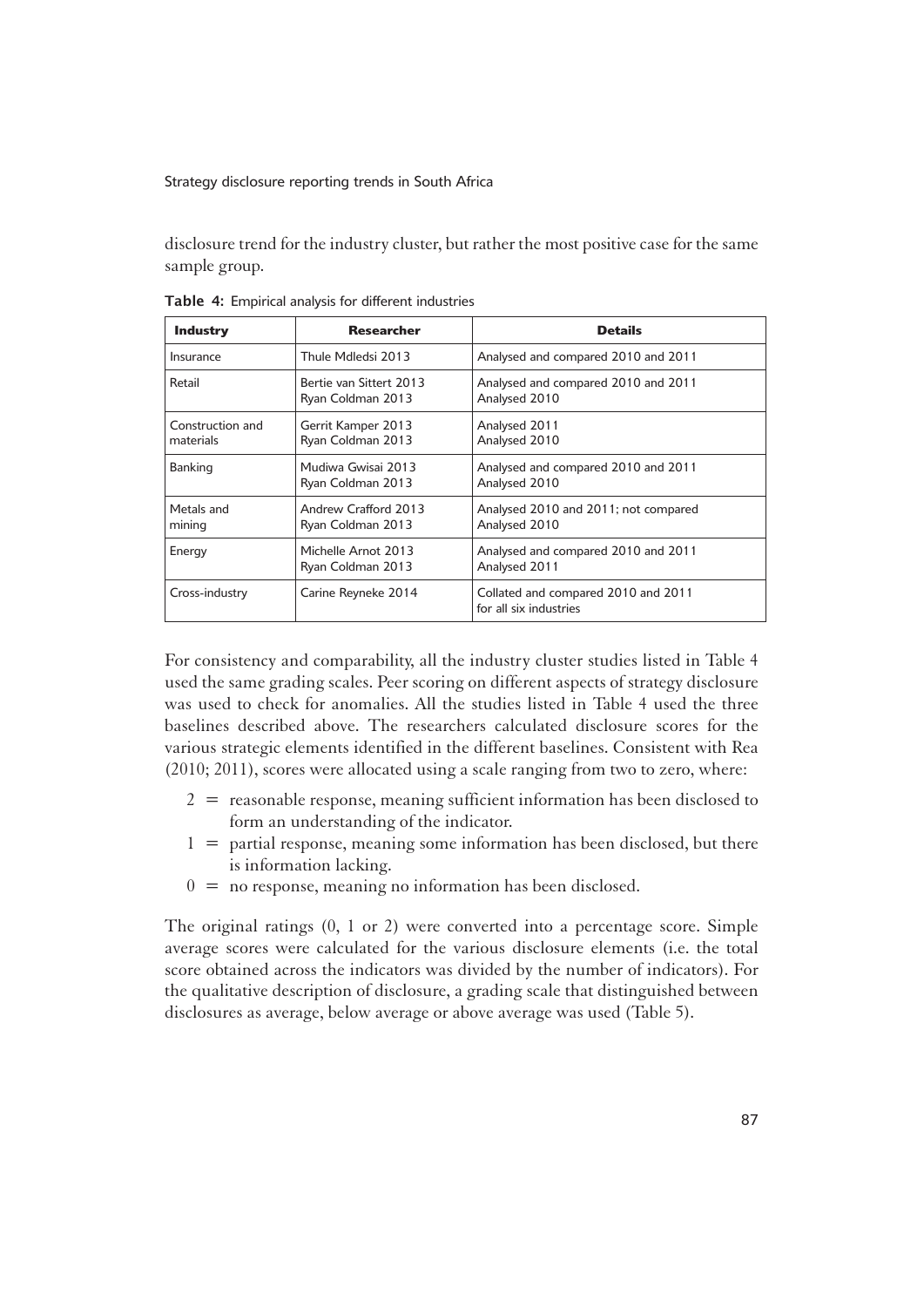disclosure trend for the industry cluster, but rather the most positive case for the same sample group.

**Table 4:** Empirical analysis for different industries

| Industry | Researcher | Details |
|---|---|---|
| Insurance | Thule Mdledsi 2013 | Analysed and compared 2010 and 2011 |
| Retail | Bertie van Sittert 2013<br>Ryan Coldman 2013 | Analysed and compared 2010 and 2011<br>Analysed 2010 |
| Construction and materials | Gerrit Kamper 2013<br>Ryan Coldman 2013 | Analysed 2011<br>Analysed 2010 |
| Banking | Mudiwa Gwisai 2013<br>Ryan Coldman 2013 | Analysed and compared 2010 and 2011<br>Analysed 2010 |
| Metals and mining | Andrew Crafford 2013<br>Ryan Coldman 2013 | Analysed 2010 and 2011; not compared<br>Analysed 2010 |
| Energy | Michelle Arnot 2013<br>Ryan Coldman 2013 | Analysed and compared 2010 and 2011<br>Analysed 2011 |
| Cross-industry | Carine Reyneke 2014 | Collated and compared 2010 and 2011 for all six industries |

For consistency and comparability, all the industry cluster studies listed in Table 4 used the same grading scales. Peer scoring on different aspects of strategy disclosure was used to check for anomalies. All the studies listed in Table 4 used the three baselines described above. The researchers calculated disclosure scores for the various strategic elements identified in the different baselines. Consistent with Rea (2010; 2011), scores were allocated using a scale ranging from two to zero, where:

- 2 = reasonable response, meaning sufficient information has been disclosed to form an understanding of the indicator.
- 1 = partial response, meaning some information has been disclosed, but there is information lacking.
- 0 = no response, meaning no information has been disclosed.

The original ratings (0, 1 or 2) were converted into a percentage score. Simple average scores were calculated for the various disclosure elements (i.e. the total score obtained across the indicators was divided by the number of indicators). For the qualitative description of disclosure, a grading scale that distinguished between disclosures as average, below average or above average was used (Table 5).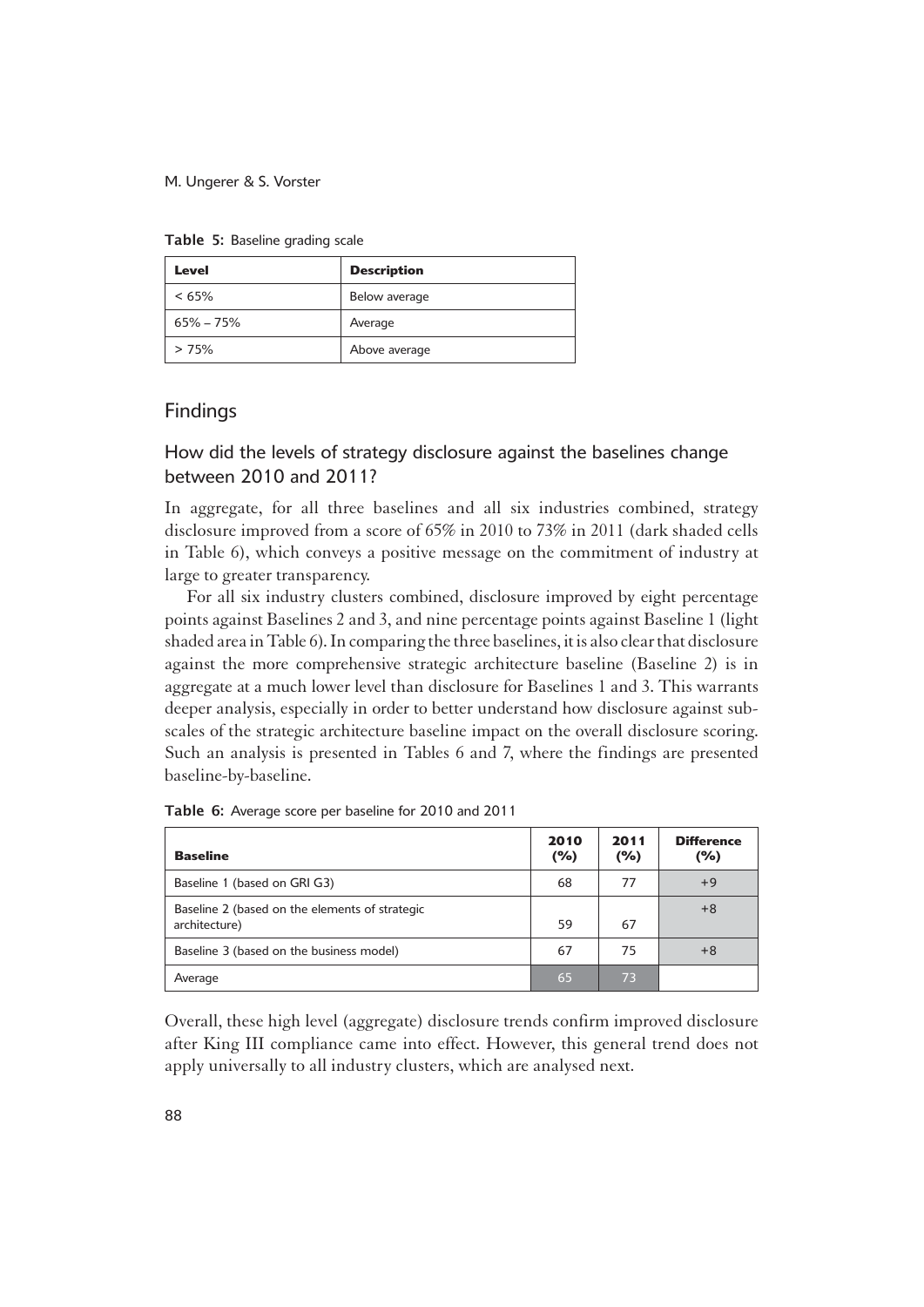**Table 5:** Baseline grading scale

| Level | Description |
|---|---|
| < 65% | Below average |
| 65% – 75% | Average |
| > 75% | Above average |

## Findings

### How did the levels of strategy disclosure against the baselines change between 2010 and 2011?

In aggregate, for all three baselines and all six industries combined, strategy disclosure improved from a score of 65% in 2010 to 73% in 2011 (dark shaded cells in Table 6), which conveys a positive message on the commitment of industry at large to greater transparency.

For all six industry clusters combined, disclosure improved by eight percentage points against Baselines 2 and 3, and nine percentage points against Baseline 1 (light shaded area in Table 6). In comparing the three baselines, it is also clear that disclosure against the more comprehensive strategic architecture baseline (Baseline 2) is in aggregate at a much lower level than disclosure for Baselines 1 and 3. This warrants deeper analysis, especially in order to better understand how disclosure against sub-scales of the strategic architecture baseline impact on the overall disclosure scoring. Such an analysis is presented in Tables 6 and 7, where the findings are presented baseline-by-baseline.

**Table 6:** Average score per baseline for 2010 and 2011

| Baseline | 2010 (%) | 2011 (%) | Difference (%) |
|---|---|---|---|
| Baseline 1 (based on GRI G3) | 68 | 77 | +9 |
| Baseline 2 (based on the elements of strategic architecture) | 59 | 67 | +8 |
| Baseline 3 (based on the business model) | 67 | 75 | +8 |
| Average | 65 | 73 | |

Overall, these high level (aggregate) disclosure trends confirm improved disclosure after King III compliance came into effect. However, this general trend does not apply universally to all industry clusters, which are analysed next.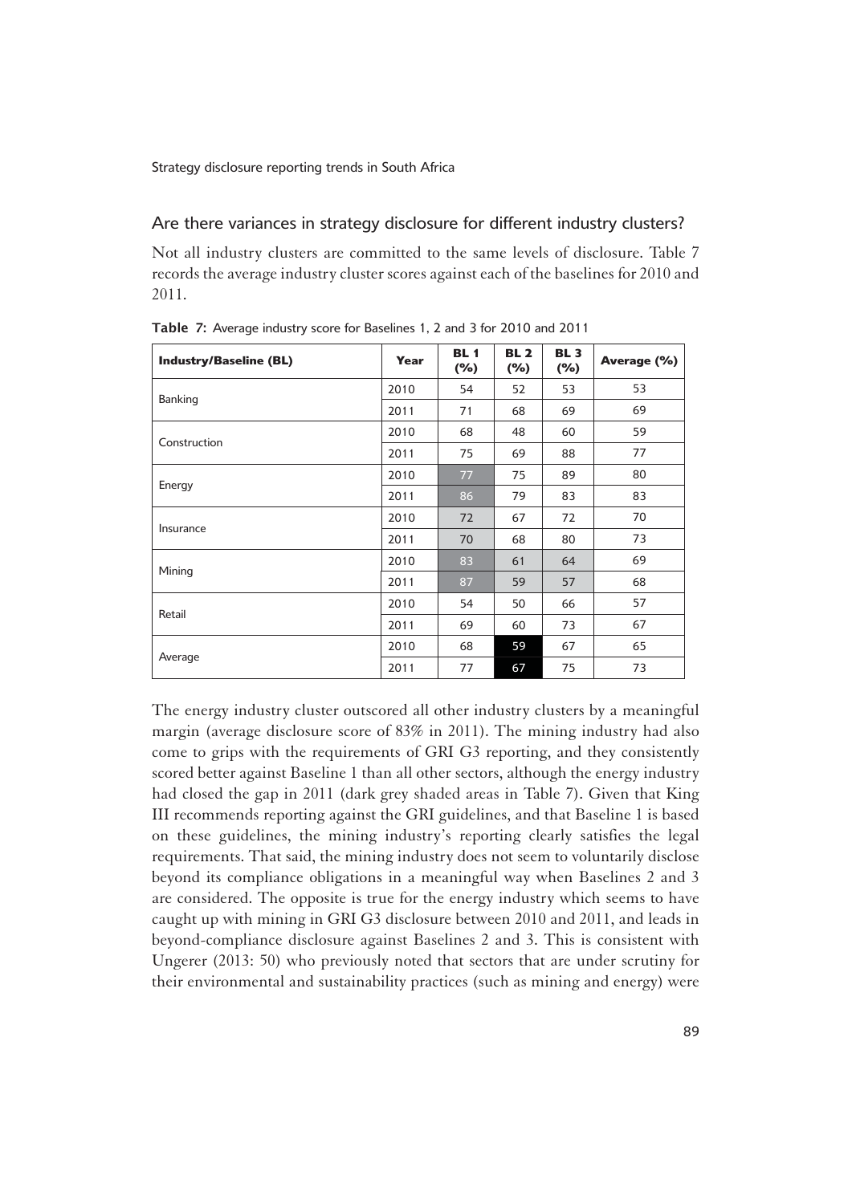## Are there variances in strategy disclosure for different industry clusters?

Not all industry clusters are committed to the same levels of disclosure. Table 7 records the average industry cluster scores against each of the baselines for 2010 and 2011.

**Table 7:** Average industry score for Baselines 1, 2 and 3 for 2010 and 2011

| Industry/Baseline (BL) | Year | BL 1 (%) | BL 2 (%) | BL 3 (%) | Average (%) |
|---|---|---|---|---|---|
| Banking | 2010 | 54 | 52 | 53 | 53 |
| | 2011 | 71 | 68 | 69 | 69 |
| Construction | 2010 | 68 | 48 | 60 | 59 |
| | 2011 | 75 | 69 | 88 | 77 |
| Energy | 2010 | 77 | 75 | 89 | 80 |
| | 2011 | 86 | 79 | 83 | 83 |
| Insurance | 2010 | 72 | 67 | 72 | 70 |
| | 2011 | 70 | 68 | 80 | 73 |
| Mining | 2010 | 83 | 61 | 64 | 69 |
| | 2011 | 87 | 59 | 57 | 68 |
| Retail | 2010 | 54 | 50 | 66 | 57 |
| | 2011 | 69 | 60 | 73 | 67 |
| Average | 2010 | 68 | 59 | 67 | 65 |
| | 2011 | 77 | 67 | 75 | 73 |

The energy industry cluster outscored all other industry clusters by a meaningful margin (average disclosure score of 83% in 2011). The mining industry had also come to grips with the requirements of GRI G3 reporting, and they consistently scored better against Baseline 1 than all other sectors, although the energy industry had closed the gap in 2011 (dark grey shaded areas in Table 7). Given that King III recommends reporting against the GRI guidelines, and that Baseline 1 is based on these guidelines, the mining industry's reporting clearly satisfies the legal requirements. That said, the mining industry does not seem to voluntarily disclose beyond its compliance obligations in a meaningful way when Baselines 2 and 3 are considered. The opposite is true for the energy industry which seems to have caught up with mining in GRI G3 disclosure between 2010 and 2011, and leads in beyond-compliance disclosure against Baselines 2 and 3. This is consistent with Ungerer (2013: 50) who previously noted that sectors that are under scrutiny for their environmental and sustainability practices (such as mining and energy) were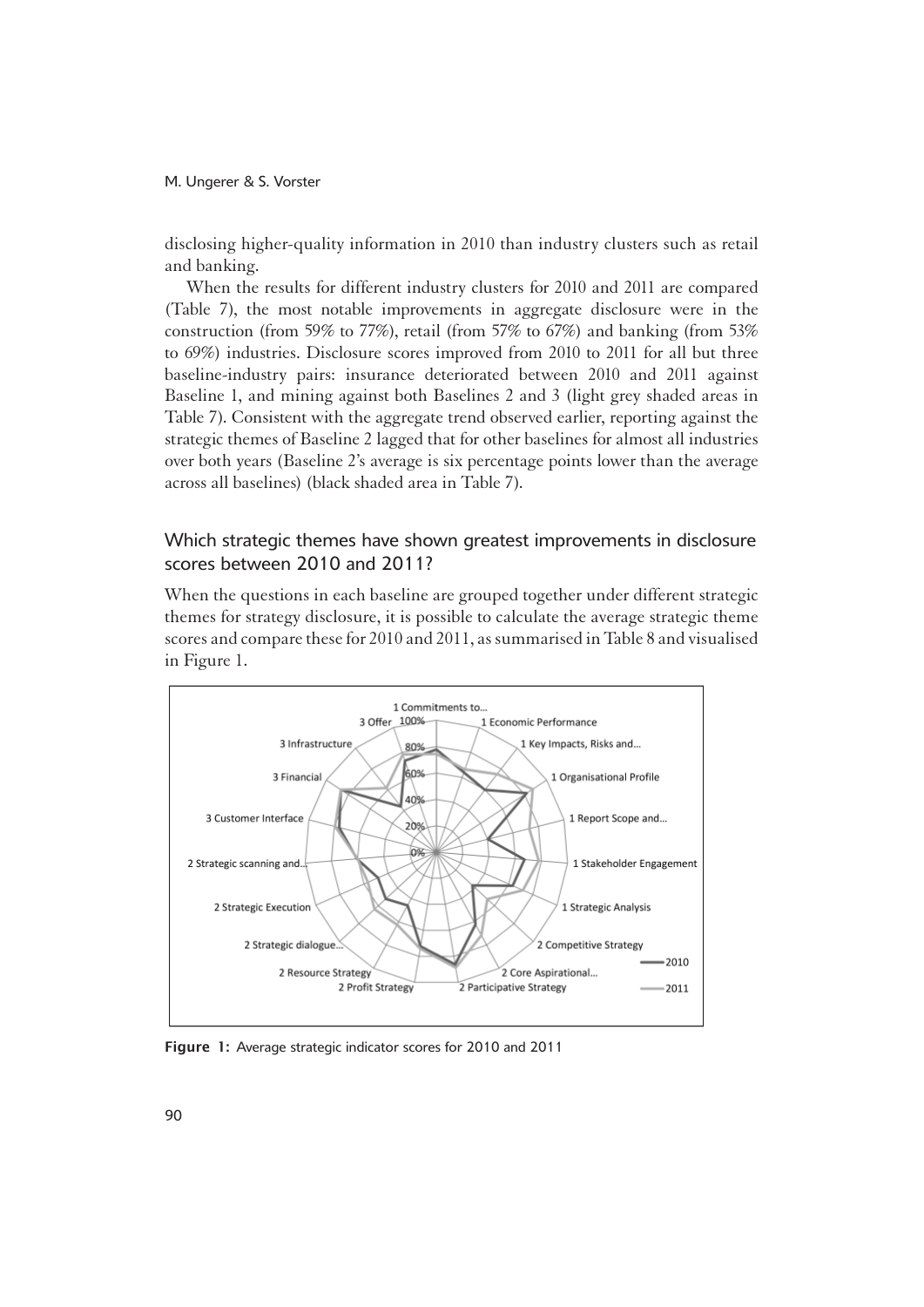disclosing higher-quality information in 2010 than industry clusters such as retail and banking.

When the results for different industry clusters for 2010 and 2011 are compared (Table 7), the most notable improvements in aggregate disclosure were in the construction (from 59% to 77%), retail (from 57% to 67%) and banking (from 53% to 69%) industries. Disclosure scores improved from 2010 to 2011 for all but three baseline-industry pairs: insurance deteriorated between 2010 and 2011 against Baseline 1, and mining against both Baselines 2 and 3 (light grey shaded areas in Table 7). Consistent with the aggregate trend observed earlier, reporting against the strategic themes of Baseline 2 lagged that for other baselines for almost all industries over both years (Baseline 2's average is six percentage points lower than the average across all baselines) (black shaded area in Table 7).

## Which strategic themes have shown greatest improvements in disclosure scores between 2010 and 2011?

When the questions in each baseline are grouped together under different strategic themes for strategy disclosure, it is possible to calculate the average strategic theme scores and compare these for 2010 and 2011, as summarised in Table 8 and visualised in Figure 1.

**Figure 1:** Average strategic indicator scores for 2010 and 2011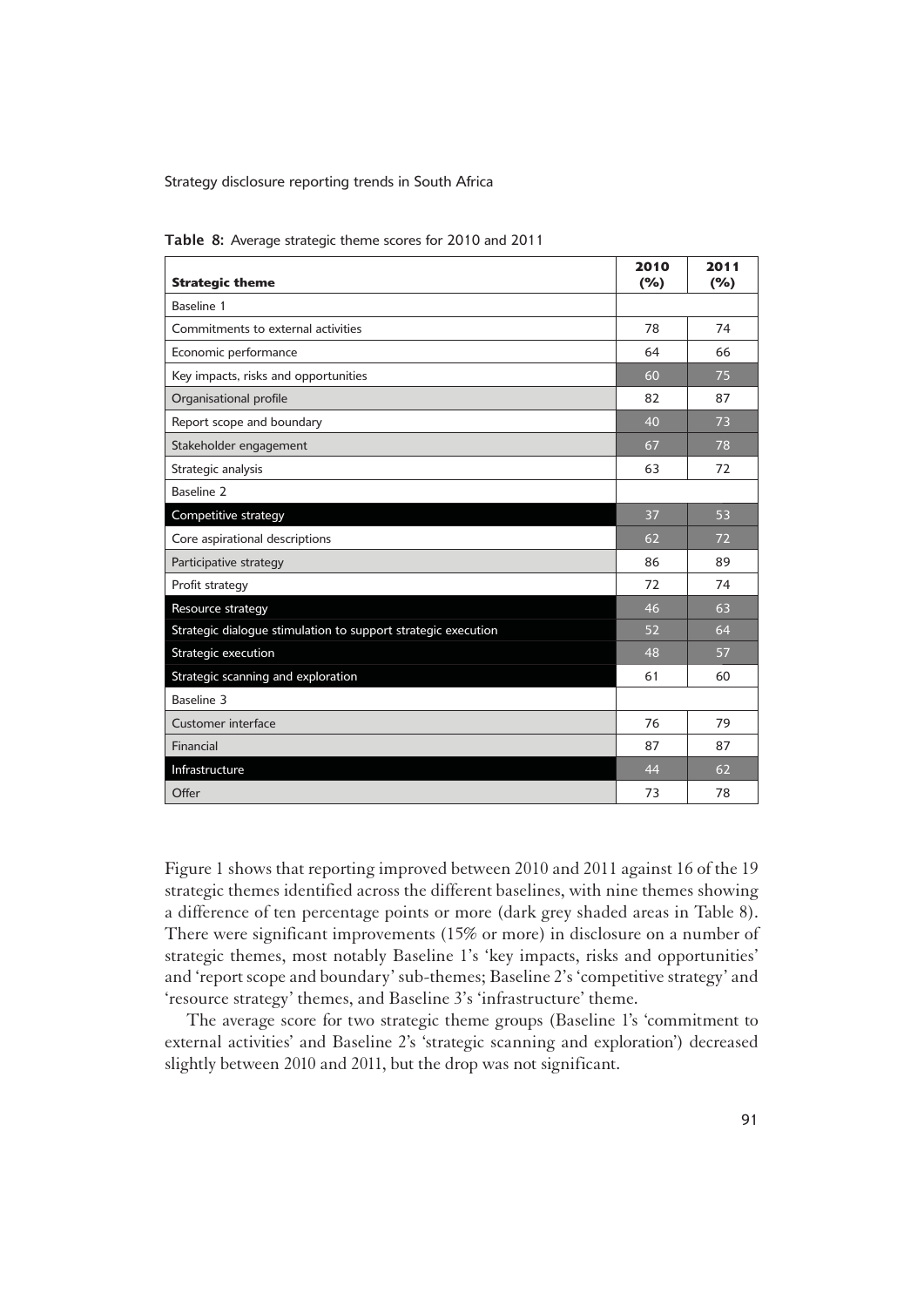**Table 8:** Average strategic theme scores for 2010 and 2011

| Strategic theme | 2010 (%) | 2011 (%) |
|---|---|---|
| Baseline 1 | | |
| Commitments to external activities | 78 | 74 |
| Economic performance | 64 | 66 |
| Key impacts, risks and opportunities | 60 | 75 |
| Organisational profile | 82 | 87 |
| Report scope and boundary | 40 | 73 |
| Stakeholder engagement | 67 | 78 |
| Strategic analysis | 63 | 72 |
| Baseline 2 | | |
| Competitive strategy | 37 | 53 |
| Core aspirational descriptions | 62 | 72 |
| Participative strategy | 86 | 89 |
| Profit strategy | 72 | 74 |
| Resource strategy | 46 | 63 |
| Strategic dialogue stimulation to support strategic execution | 52 | 64 |
| Strategic execution | 48 | 57 |
| Strategic scanning and exploration | 61 | 60 |
| Baseline 3 | | |
| Customer interface | 76 | 79 |
| Financial | 87 | 87 |
| Infrastructure | 44 | 62 |
| Offer | 73 | 78 |

Figure 1 shows that reporting improved between 2010 and 2011 against 16 of the 19 strategic themes identified across the different baselines, with nine themes showing a difference of ten percentage points or more (dark grey shaded areas in Table 8). There were significant improvements (15% or more) in disclosure on a number of strategic themes, most notably Baseline 1's 'key impacts, risks and opportunities' and 'report scope and boundary' sub-themes; Baseline 2's 'competitive strategy' and 'resource strategy' themes, and Baseline 3's 'infrastructure' theme.

The average score for two strategic theme groups (Baseline 1's 'commitment to external activities' and Baseline 2's 'strategic scanning and exploration') decreased slightly between 2010 and 2011, but the drop was not significant.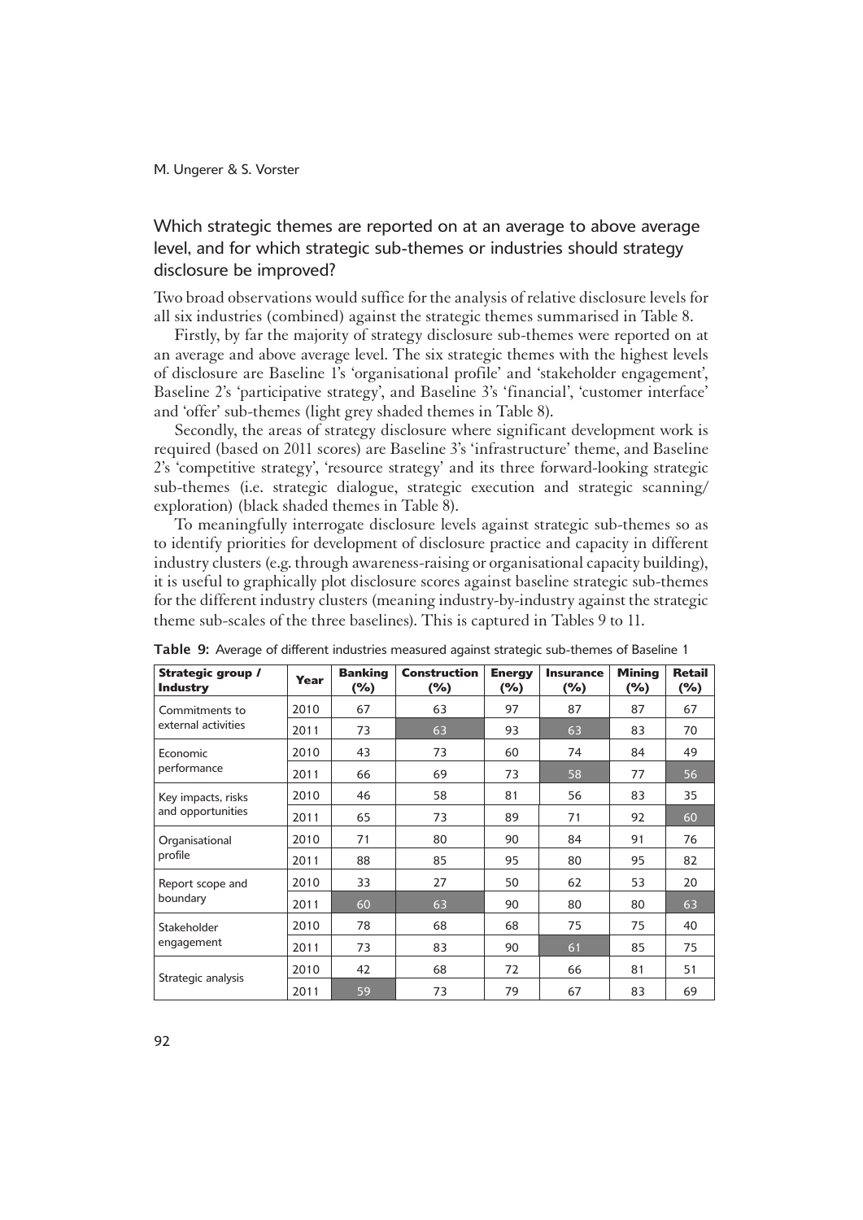## Which strategic themes are reported on at an average to above average level, and for which strategic sub-themes or industries should strategy disclosure be improved?

Two broad observations would suffice for the analysis of relative disclosure levels for all six industries (combined) against the strategic themes summarised in Table 8.

Firstly, by far the majority of strategy disclosure sub-themes were reported on at an average and above average level. The six strategic themes with the highest levels of disclosure are Baseline 1's 'organisational profile' and 'stakeholder engagement', Baseline 2's 'participative strategy', and Baseline 3's 'financial', 'customer interface' and 'offer' sub-themes (light grey shaded themes in Table 8).

Secondly, the areas of strategy disclosure where significant development work is required (based on 2011 scores) are Baseline 3's 'infrastructure' theme, and Baseline 2's 'competitive strategy', 'resource strategy' and its three forward-looking strategic sub-themes (i.e. strategic dialogue, strategic execution and strategic scanning/exploration) (black shaded themes in Table 8).

To meaningfully interrogate disclosure levels against strategic sub-themes so as to identify priorities for development of disclosure practice and capacity in different industry clusters (e.g. through awareness-raising or organisational capacity building), it is useful to graphically plot disclosure scores against baseline strategic sub-themes for the different industry clusters (meaning industry-by-industry against the strategic theme sub-scales of the three baselines). This is captured in Tables 9 to 11.

**Table 9:** Average of different industries measured against strategic sub-themes of Baseline 1

| Strategic group / Industry | Year | Banking (%) | Construction (%) | Energy (%) | Insurance (%) | Mining (%) | Retail (%) |
|---|---|---|---|---|---|---|---|
| Commitments to external activities | 2010 | 67 | 63 | 97 | 87 | 87 | 67 |
| | 2011 | 73 | 63 | 93 | 63 | 83 | 70 |
| Economic performance | 2010 | 43 | 73 | 60 | 74 | 84 | 49 |
| | 2011 | 66 | 69 | 73 | 58 | 77 | 56 |
| Key impacts, risks and opportunities | 2010 | 46 | 58 | 81 | 56 | 83 | 35 |
| | 2011 | 65 | 73 | 89 | 71 | 92 | 60 |
| Organisational profile | 2010 | 71 | 80 | 90 | 84 | 91 | 76 |
| | 2011 | 88 | 85 | 95 | 80 | 95 | 82 |
| Report scope and boundary | 2010 | 33 | 27 | 50 | 62 | 53 | 20 |
| | 2011 | 60 | 63 | 90 | 80 | 80 | 63 |
| Stakeholder engagement | 2010 | 78 | 68 | 68 | 75 | 75 | 40 |
| | 2011 | 73 | 83 | 90 | 61 | 85 | 75 |
| Strategic analysis | 2010 | 42 | 68 | 72 | 66 | 81 | 51 |
| | 2011 | 59 | 73 | 79 | 67 | 83 | 69 |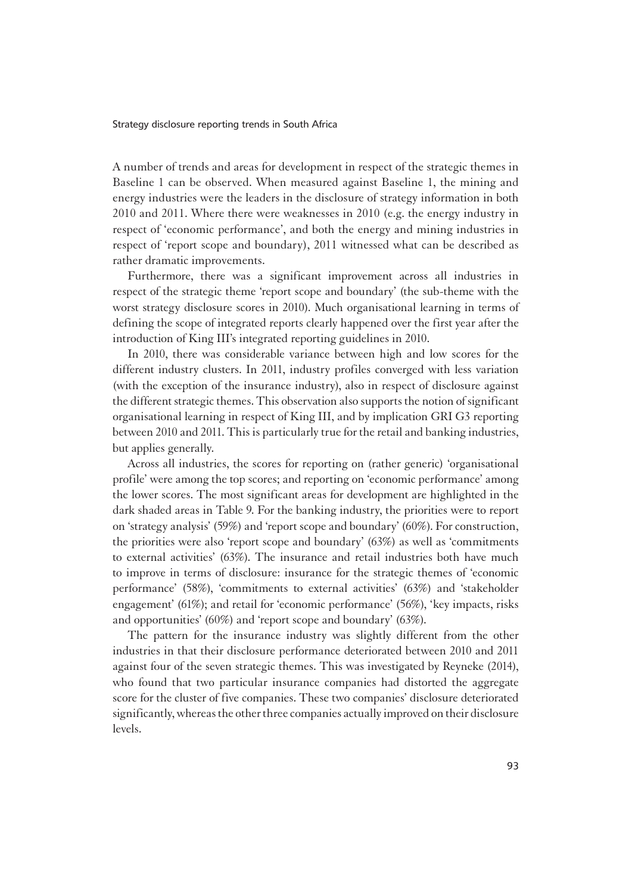A number of trends and areas for development in respect of the strategic themes in Baseline 1 can be observed. When measured against Baseline 1, the mining and energy industries were the leaders in the disclosure of strategy information in both 2010 and 2011. Where there were weaknesses in 2010 (e.g. the energy industry in respect of 'economic performance', and both the energy and mining industries in respect of 'report scope and boundary), 2011 witnessed what can be described as rather dramatic improvements.

Furthermore, there was a significant improvement across all industries in respect of the strategic theme 'report scope and boundary' (the sub-theme with the worst strategy disclosure scores in 2010). Much organisational learning in terms of defining the scope of integrated reports clearly happened over the first year after the introduction of King III's integrated reporting guidelines in 2010.

In 2010, there was considerable variance between high and low scores for the different industry clusters. In 2011, industry profiles converged with less variation (with the exception of the insurance industry), also in respect of disclosure against the different strategic themes. This observation also supports the notion of significant organisational learning in respect of King III, and by implication GRI G3 reporting between 2010 and 2011. This is particularly true for the retail and banking industries, but applies generally.

Across all industries, the scores for reporting on (rather generic) 'organisational profile' were among the top scores; and reporting on 'economic performance' among the lower scores. The most significant areas for development are highlighted in the dark shaded areas in Table 9. For the banking industry, the priorities were to report on 'strategy analysis' (59%) and 'report scope and boundary' (60%). For construction, the priorities were also 'report scope and boundary' (63%) as well as 'commitments to external activities' (63%). The insurance and retail industries both have much to improve in terms of disclosure: insurance for the strategic themes of 'economic performance' (58%), 'commitments to external activities' (63%) and 'stakeholder engagement' (61%); and retail for 'economic performance' (56%), 'key impacts, risks and opportunities' (60%) and 'report scope and boundary' (63%).

The pattern for the insurance industry was slightly different from the other industries in that their disclosure performance deteriorated between 2010 and 2011 against four of the seven strategic themes. This was investigated by Reyneke (2014), who found that two particular insurance companies had distorted the aggregate score for the cluster of five companies. These two companies' disclosure deteriorated significantly, whereas the other three companies actually improved on their disclosure levels.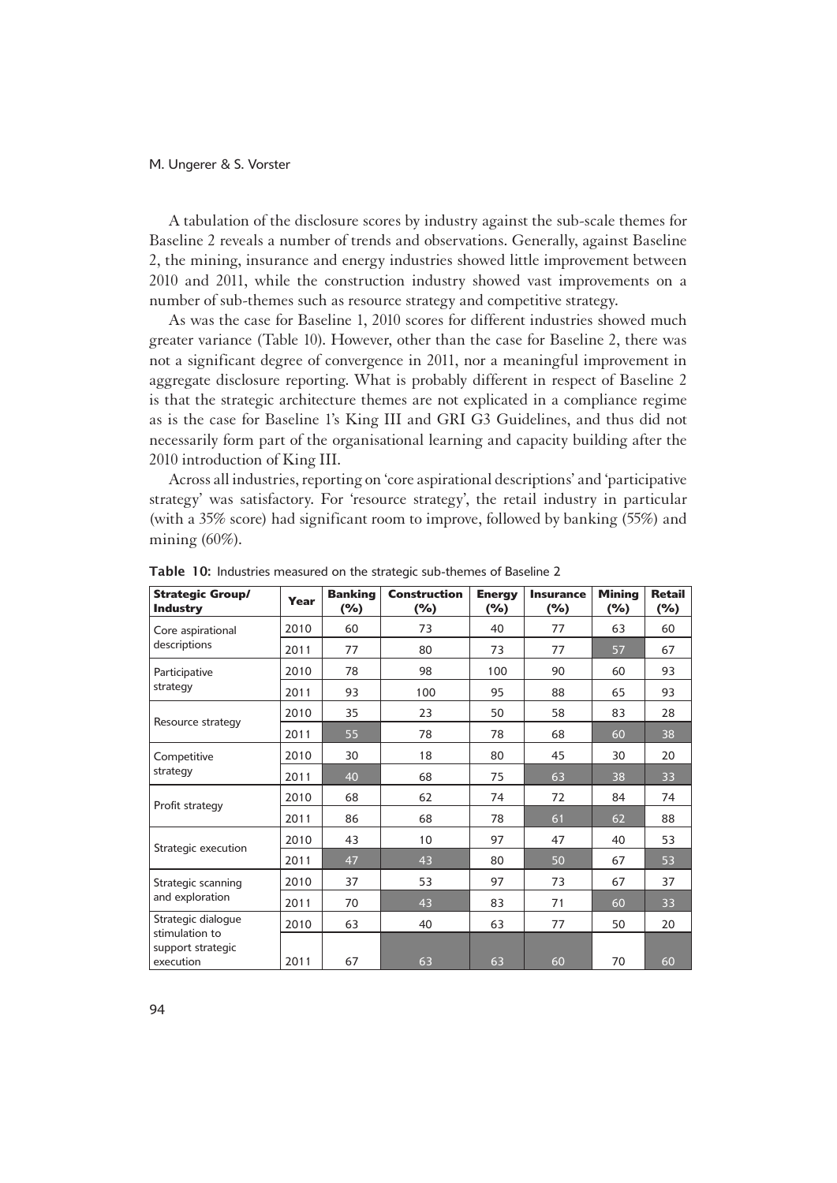A tabulation of the disclosure scores by industry against the sub-scale themes for Baseline 2 reveals a number of trends and observations. Generally, against Baseline 2, the mining, insurance and energy industries showed little improvement between 2010 and 2011, while the construction industry showed vast improvements on a number of sub-themes such as resource strategy and competitive strategy.

As was the case for Baseline 1, 2010 scores for different industries showed much greater variance (Table 10). However, other than the case for Baseline 2, there was not a significant degree of convergence in 2011, nor a meaningful improvement in aggregate disclosure reporting. What is probably different in respect of Baseline 2 is that the strategic architecture themes are not explicated in a compliance regime as is the case for Baseline 1's King III and GRI G3 Guidelines, and thus did not necessarily form part of the organisational learning and capacity building after the 2010 introduction of King III.

Across all industries, reporting on 'core aspirational descriptions' and 'participative strategy' was satisfactory. For 'resource strategy', the retail industry in particular (with a 35% score) had significant room to improve, followed by banking (55%) and mining (60%).

**Table 10:** Industries measured on the strategic sub-themes of Baseline 2

| Strategic Group/ Industry | Year | Banking (%) | Construction (%) | Energy (%) | Insurance (%) | Mining (%) | Retail (%) |
|---|---|---|---|---|---|---|---|
| Core aspirational descriptions | 2010 | 60 | 73 | 40 | 77 | 63 | 60 |
| | 2011 | 77 | 80 | 73 | 77 | 57 | 67 |
| Participative strategy | 2010 | 78 | 98 | 100 | 90 | 60 | 93 |
| | 2011 | 93 | 100 | 95 | 88 | 65 | 93 |
| Resource strategy | 2010 | 35 | 23 | 50 | 58 | 83 | 28 |
| | 2011 | 55 | 78 | 78 | 68 | 60 | 38 |
| Competitive strategy | 2010 | 30 | 18 | 80 | 45 | 30 | 20 |
| | 2011 | 40 | 68 | 75 | 63 | 38 | 33 |
| Profit strategy | 2010 | 68 | 62 | 74 | 72 | 84 | 74 |
| | 2011 | 86 | 68 | 78 | 61 | 62 | 88 |
| Strategic execution | 2010 | 43 | 10 | 97 | 47 | 40 | 53 |
| | 2011 | 47 | 43 | 80 | 50 | 67 | 53 |
| Strategic scanning and exploration | 2010 | 37 | 53 | 97 | 73 | 67 | 37 |
| | 2011 | 70 | 43 | 83 | 71 | 60 | 33 |
| Strategic dialogue stimulation to support strategic execution | 2010 | 63 | 40 | 63 | 77 | 50 | 20 |
| | 2011 | 67 | 63 | 63 | 60 | 70 | 60 |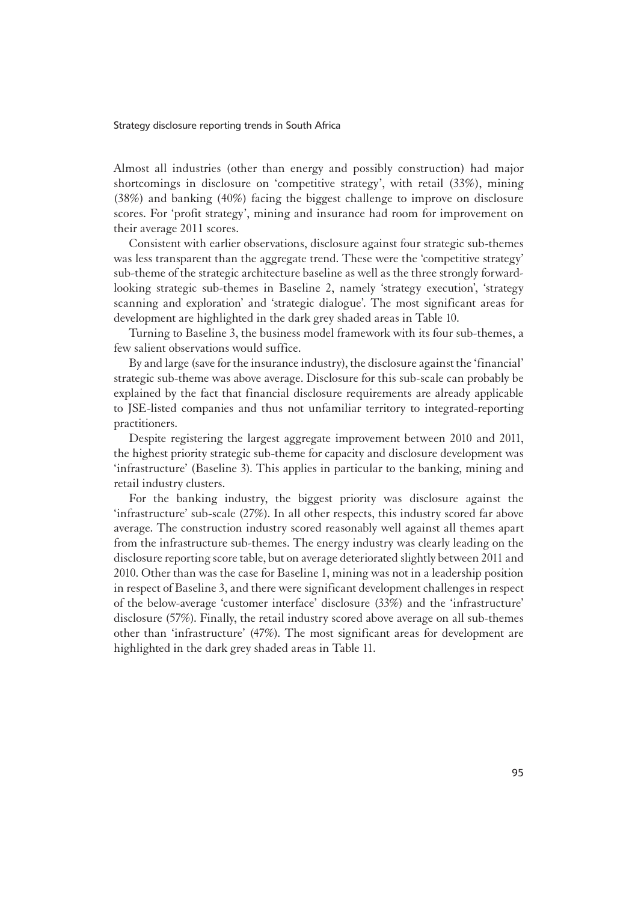Almost all industries (other than energy and possibly construction) had major shortcomings in disclosure on 'competitive strategy', with retail (33%), mining (38%) and banking (40%) facing the biggest challenge to improve on disclosure scores. For 'profit strategy', mining and insurance had room for improvement on their average 2011 scores.

Consistent with earlier observations, disclosure against four strategic sub-themes was less transparent than the aggregate trend. These were the 'competitive strategy' sub-theme of the strategic architecture baseline as well as the three strongly forward-looking strategic sub-themes in Baseline 2, namely 'strategy execution', 'strategy scanning and exploration' and 'strategic dialogue'. The most significant areas for development are highlighted in the dark grey shaded areas in Table 10.

Turning to Baseline 3, the business model framework with its four sub-themes, a few salient observations would suffice.

By and large (save for the insurance industry), the disclosure against the 'financial' strategic sub-theme was above average. Disclosure for this sub-scale can probably be explained by the fact that financial disclosure requirements are already applicable to JSE-listed companies and thus not unfamiliar territory to integrated-reporting practitioners.

Despite registering the largest aggregate improvement between 2010 and 2011, the highest priority strategic sub-theme for capacity and disclosure development was 'infrastructure' (Baseline 3). This applies in particular to the banking, mining and retail industry clusters.

For the banking industry, the biggest priority was disclosure against the 'infrastructure' sub-scale (27%). In all other respects, this industry scored far above average. The construction industry scored reasonably well against all themes apart from the infrastructure sub-themes. The energy industry was clearly leading on the disclosure reporting score table, but on average deteriorated slightly between 2011 and 2010. Other than was the case for Baseline 1, mining was not in a leadership position in respect of Baseline 3, and there were significant development challenges in respect of the below-average 'customer interface' disclosure (33%) and the 'infrastructure' disclosure (57%). Finally, the retail industry scored above average on all sub-themes other than 'infrastructure' (47%). The most significant areas for development are highlighted in the dark grey shaded areas in Table 11.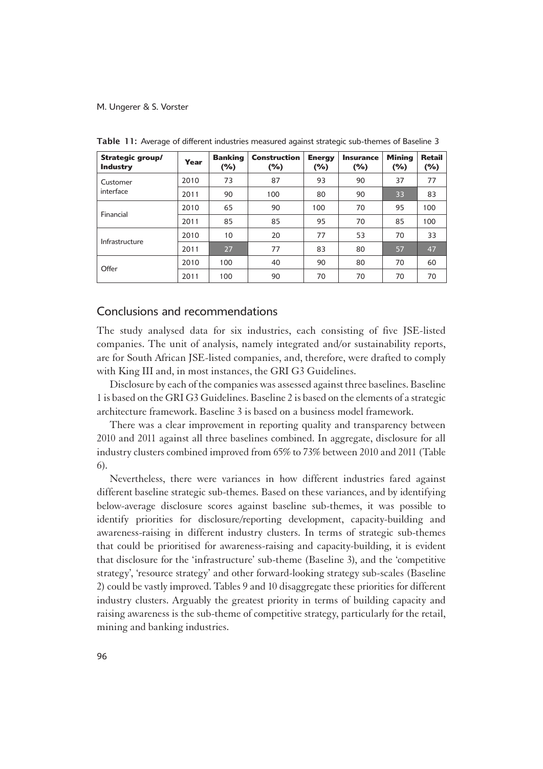**Table 11:** Average of different industries measured against strategic sub-themes of Baseline 3

| Strategic group/ Industry | Year | Banking (%) | Construction (%) | Energy (%) | Insurance (%) | Mining (%) | Retail (%) |
|---|---|---|---|---|---|---|---|
| Customer interface | 2010 | 73 | 87 | 93 | 90 | 37 | 77 |
| | 2011 | 90 | 100 | 80 | 90 | 33 | 83 |
| Financial | 2010 | 65 | 90 | 100 | 70 | 95 | 100 |
| | 2011 | 85 | 85 | 95 | 70 | 85 | 100 |
| Infrastructure | 2010 | 10 | 20 | 77 | 53 | 70 | 33 |
| | 2011 | 27 | 77 | 83 | 80 | 57 | 47 |
| Offer | 2010 | 100 | 40 | 90 | 80 | 70 | 60 |
| | 2011 | 100 | 90 | 70 | 70 | 70 | 70 |

## Conclusions and recommendations

The study analysed data for six industries, each consisting of five JSE-listed companies. The unit of analysis, namely integrated and/or sustainability reports, are for South African JSE-listed companies, and, therefore, were drafted to comply with King III and, in most instances, the GRI G3 Guidelines.

Disclosure by each of the companies was assessed against three baselines. Baseline 1 is based on the GRI G3 Guidelines. Baseline 2 is based on the elements of a strategic architecture framework. Baseline 3 is based on a business model framework.

There was a clear improvement in reporting quality and transparency between 2010 and 2011 against all three baselines combined. In aggregate, disclosure for all industry clusters combined improved from 65% to 73% between 2010 and 2011 (Table 6).

Nevertheless, there were variances in how different industries fared against different baseline strategic sub-themes. Based on these variances, and by identifying below-average disclosure scores against baseline sub-themes, it was possible to identify priorities for disclosure/reporting development, capacity-building and awareness-raising in different industry clusters. In terms of strategic sub-themes that could be prioritised for awareness-raising and capacity-building, it is evident that disclosure for the 'infrastructure' sub-theme (Baseline 3), and the 'competitive strategy', 'resource strategy' and other forward-looking strategy sub-scales (Baseline 2) could be vastly improved. Tables 9 and 10 disaggregate these priorities for different industry clusters. Arguably the greatest priority in terms of building capacity and raising awareness is the sub-theme of competitive strategy, particularly for the retail, mining and banking industries.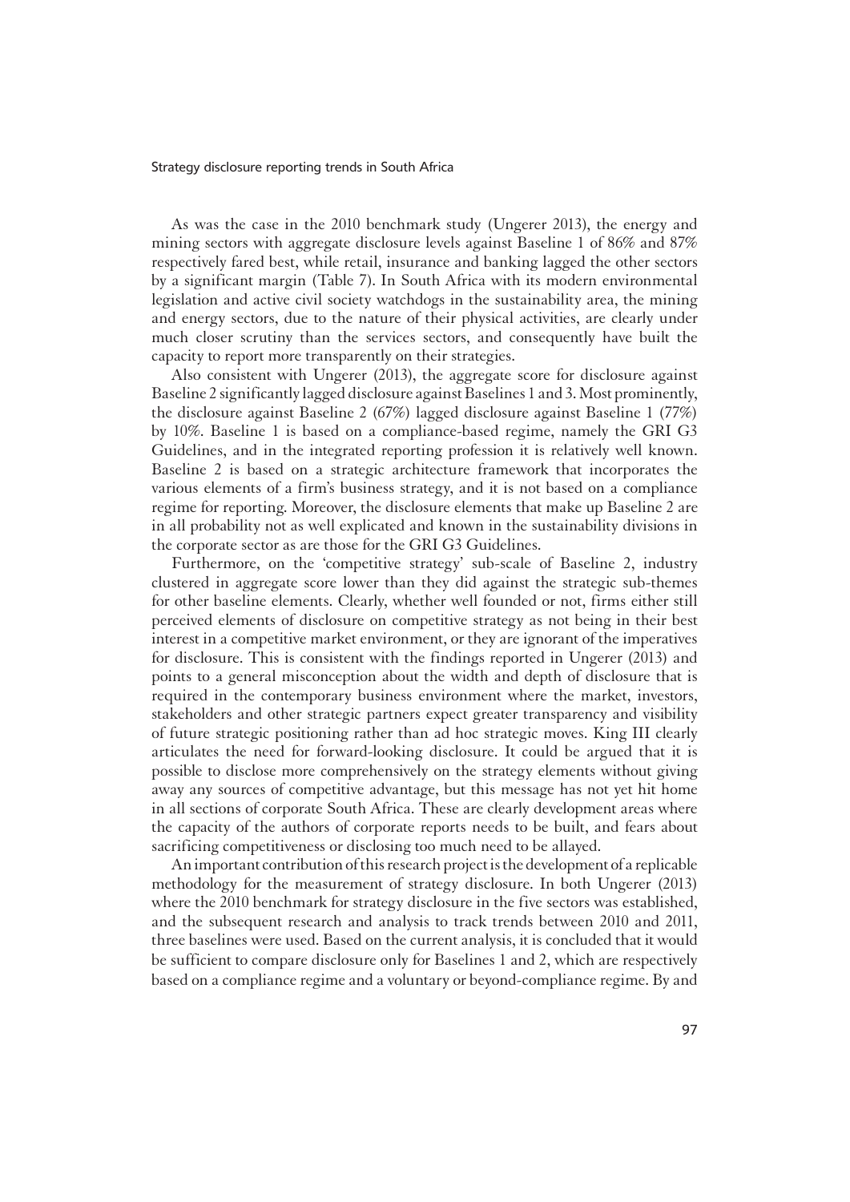As was the case in the 2010 benchmark study (Ungerer 2013), the energy and mining sectors with aggregate disclosure levels against Baseline 1 of 86% and 87% respectively fared best, while retail, insurance and banking lagged the other sectors by a significant margin (Table 7). In South Africa with its modern environmental legislation and active civil society watchdogs in the sustainability area, the mining and energy sectors, due to the nature of their physical activities, are clearly under much closer scrutiny than the services sectors, and consequently have built the capacity to report more transparently on their strategies.

Also consistent with Ungerer (2013), the aggregate score for disclosure against Baseline 2 significantly lagged disclosure against Baselines 1 and 3. Most prominently, the disclosure against Baseline 2 (67%) lagged disclosure against Baseline 1 (77%) by 10%. Baseline 1 is based on a compliance-based regime, namely the GRI G3 Guidelines, and in the integrated reporting profession it is relatively well known. Baseline 2 is based on a strategic architecture framework that incorporates the various elements of a firm's business strategy, and it is not based on a compliance regime for reporting. Moreover, the disclosure elements that make up Baseline 2 are in all probability not as well explicated and known in the sustainability divisions in the corporate sector as are those for the GRI G3 Guidelines.

Furthermore, on the 'competitive strategy' sub-scale of Baseline 2, industry clustered in aggregate score lower than they did against the strategic sub-themes for other baseline elements. Clearly, whether well founded or not, firms either still perceived elements of disclosure on competitive strategy as not being in their best interest in a competitive market environment, or they are ignorant of the imperatives for disclosure. This is consistent with the findings reported in Ungerer (2013) and points to a general misconception about the width and depth of disclosure that is required in the contemporary business environment where the market, investors, stakeholders and other strategic partners expect greater transparency and visibility of future strategic positioning rather than ad hoc strategic moves. King III clearly articulates the need for forward-looking disclosure. It could be argued that it is possible to disclose more comprehensively on the strategy elements without giving away any sources of competitive advantage, but this message has not yet hit home in all sections of corporate South Africa. These are clearly development areas where the capacity of the authors of corporate reports needs to be built, and fears about sacrificing competitiveness or disclosing too much need to be allayed.

An important contribution of this research project is the development of a replicable methodology for the measurement of strategy disclosure. In both Ungerer (2013) where the 2010 benchmark for strategy disclosure in the five sectors was established, and the subsequent research and analysis to track trends between 2010 and 2011, three baselines were used. Based on the current analysis, it is concluded that it would be sufficient to compare disclosure only for Baselines 1 and 2, which are respectively based on a compliance regime and a voluntary or beyond-compliance regime. By and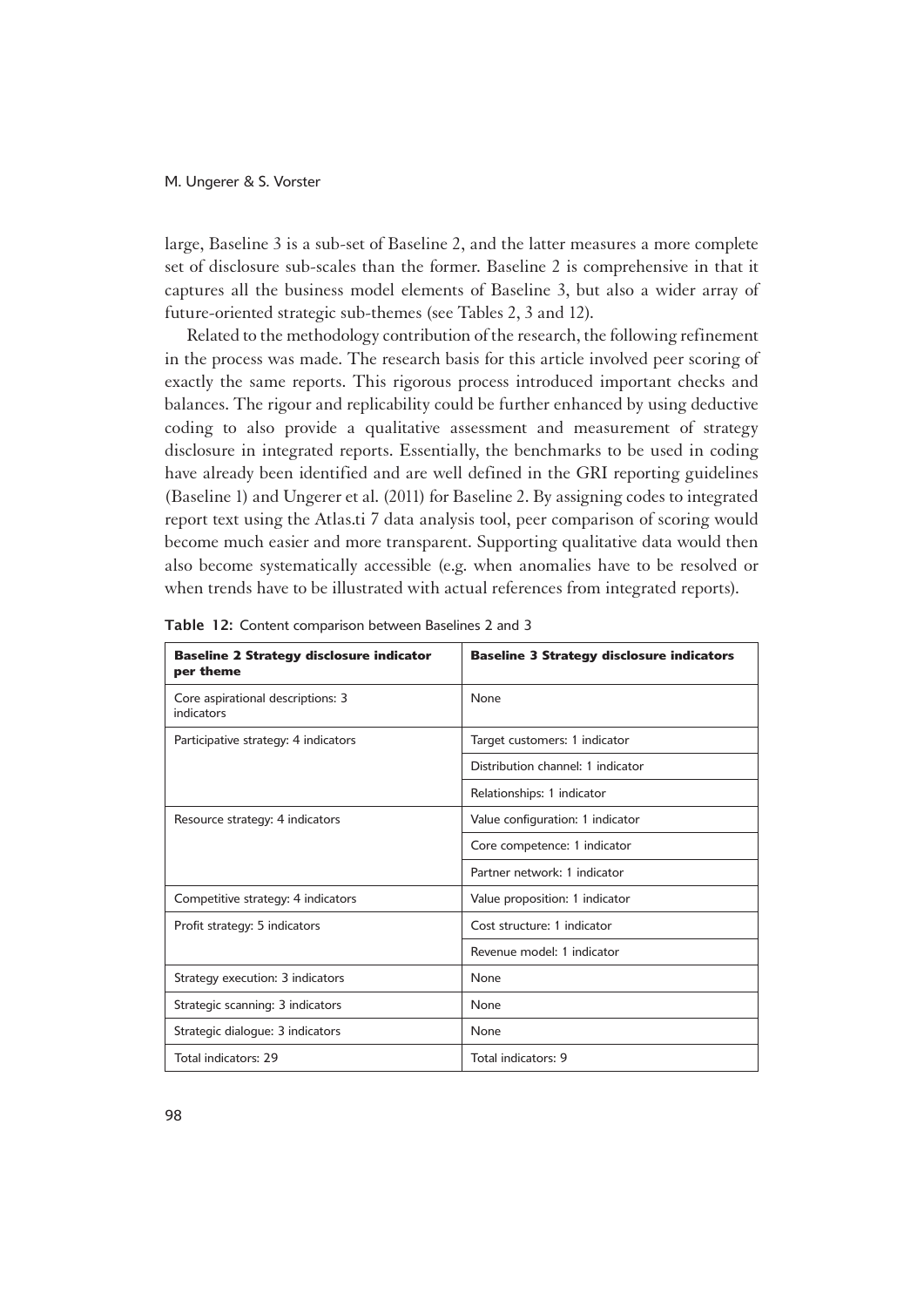large, Baseline 3 is a sub-set of Baseline 2, and the latter measures a more complete set of disclosure sub-scales than the former. Baseline 2 is comprehensive in that it captures all the business model elements of Baseline 3, but also a wider array of future-oriented strategic sub-themes (see Tables 2, 3 and 12).

Related to the methodology contribution of the research, the following refinement in the process was made. The research basis for this article involved peer scoring of exactly the same reports. This rigorous process introduced important checks and balances. The rigour and replicability could be further enhanced by using deductive coding to also provide a qualitative assessment and measurement of strategy disclosure in integrated reports. Essentially, the benchmarks to be used in coding have already been identified and are well defined in the GRI reporting guidelines (Baseline 1) and Ungerer et al. (2011) for Baseline 2. By assigning codes to integrated report text using the Atlas.ti 7 data analysis tool, peer comparison of scoring would become much easier and more transparent. Supporting qualitative data would then also become systematically accessible (e.g. when anomalies have to be resolved or when trends have to be illustrated with actual references from integrated reports).

**Table 12:** Content comparison between Baselines 2 and 3

| **Baseline 2 Strategy disclosure indicator per theme** | **Baseline 3 Strategy disclosure indicators** |
|---|---|
| Core aspirational descriptions: 3 indicators | None |
| Participative strategy: 4 indicators | Target customers: 1 indicator |
| | Distribution channel: 1 indicator |
| | Relationships: 1 indicator |
| Resource strategy: 4 indicators | Value configuration: 1 indicator |
| | Core competence: 1 indicator |
| | Partner network: 1 indicator |
| Competitive strategy: 4 indicators | Value proposition: 1 indicator |
| Profit strategy: 5 indicators | Cost structure: 1 indicator |
| | Revenue model: 1 indicator |
| Strategy execution: 3 indicators | None |
| Strategic scanning: 3 indicators | None |
| Strategic dialogue: 3 indicators | None |
| Total indicators: 29 | Total indicators: 9 |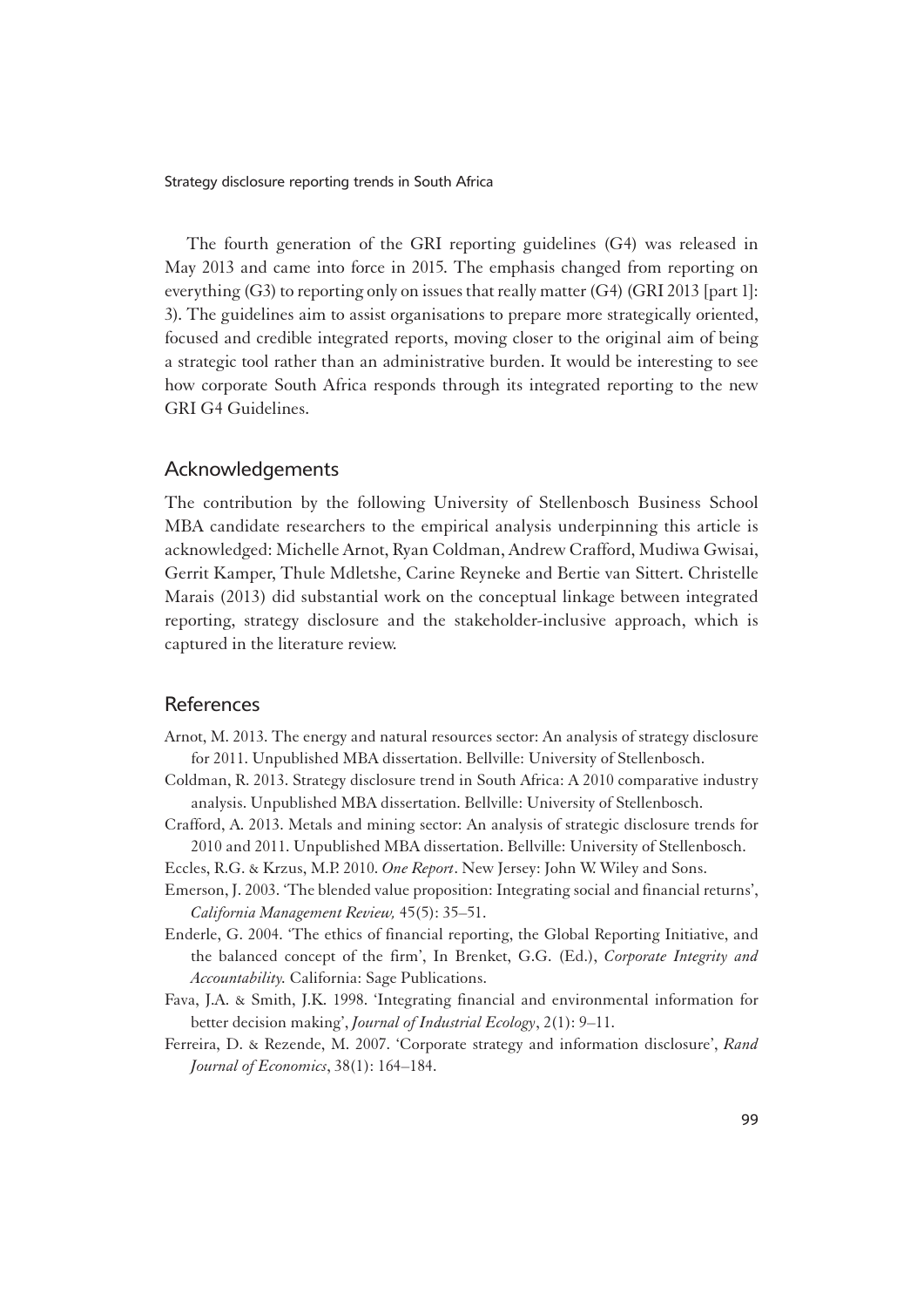The fourth generation of the GRI reporting guidelines (G4) was released in May 2013 and came into force in 2015. The emphasis changed from reporting on everything (G3) to reporting only on issues that really matter (G4) (GRI 2013 [part 1]: 3). The guidelines aim to assist organisations to prepare more strategically oriented, focused and credible integrated reports, moving closer to the original aim of being a strategic tool rather than an administrative burden. It would be interesting to see how corporate South Africa responds through its integrated reporting to the new GRI G4 Guidelines.

## Acknowledgements

The contribution by the following University of Stellenbosch Business School MBA candidate researchers to the empirical analysis underpinning this article is acknowledged: Michelle Arnot, Ryan Coldman, Andrew Crafford, Mudiwa Gwisai, Gerrit Kamper, Thule Mdletshe, Carine Reyneke and Bertie van Sittert. Christelle Marais (2013) did substantial work on the conceptual linkage between integrated reporting, strategy disclosure and the stakeholder-inclusive approach, which is captured in the literature review.

## References

Arnot, M. 2013. The energy and natural resources sector: An analysis of strategy disclosure for 2011. Unpublished MBA dissertation. Bellville: University of Stellenbosch.

Coldman, R. 2013. Strategy disclosure trend in South Africa: A 2010 comparative industry analysis. Unpublished MBA dissertation. Bellville: University of Stellenbosch.

Crafford, A. 2013. Metals and mining sector: An analysis of strategic disclosure trends for 2010 and 2011. Unpublished MBA dissertation. Bellville: University of Stellenbosch.

Eccles, R.G. & Krzus, M.P. 2010. *One Report*. New Jersey: John W. Wiley and Sons.

Emerson, J. 2003. 'The blended value proposition: Integrating social and financial returns', *California Management Review,* 45(5): 35–51.

Enderle, G. 2004. 'The ethics of financial reporting, the Global Reporting Initiative, and the balanced concept of the firm', In Brenket, G.G. (Ed.), *Corporate Integrity and Accountability.* California: Sage Publications.

Fava, J.A. & Smith, J.K. 1998. 'Integrating financial and environmental information for better decision making', *Journal of Industrial Ecology*, 2(1): 9–11.

Ferreira, D. & Rezende, M. 2007. 'Corporate strategy and information disclosure', *Rand Journal of Economics*, 38(1): 164–184.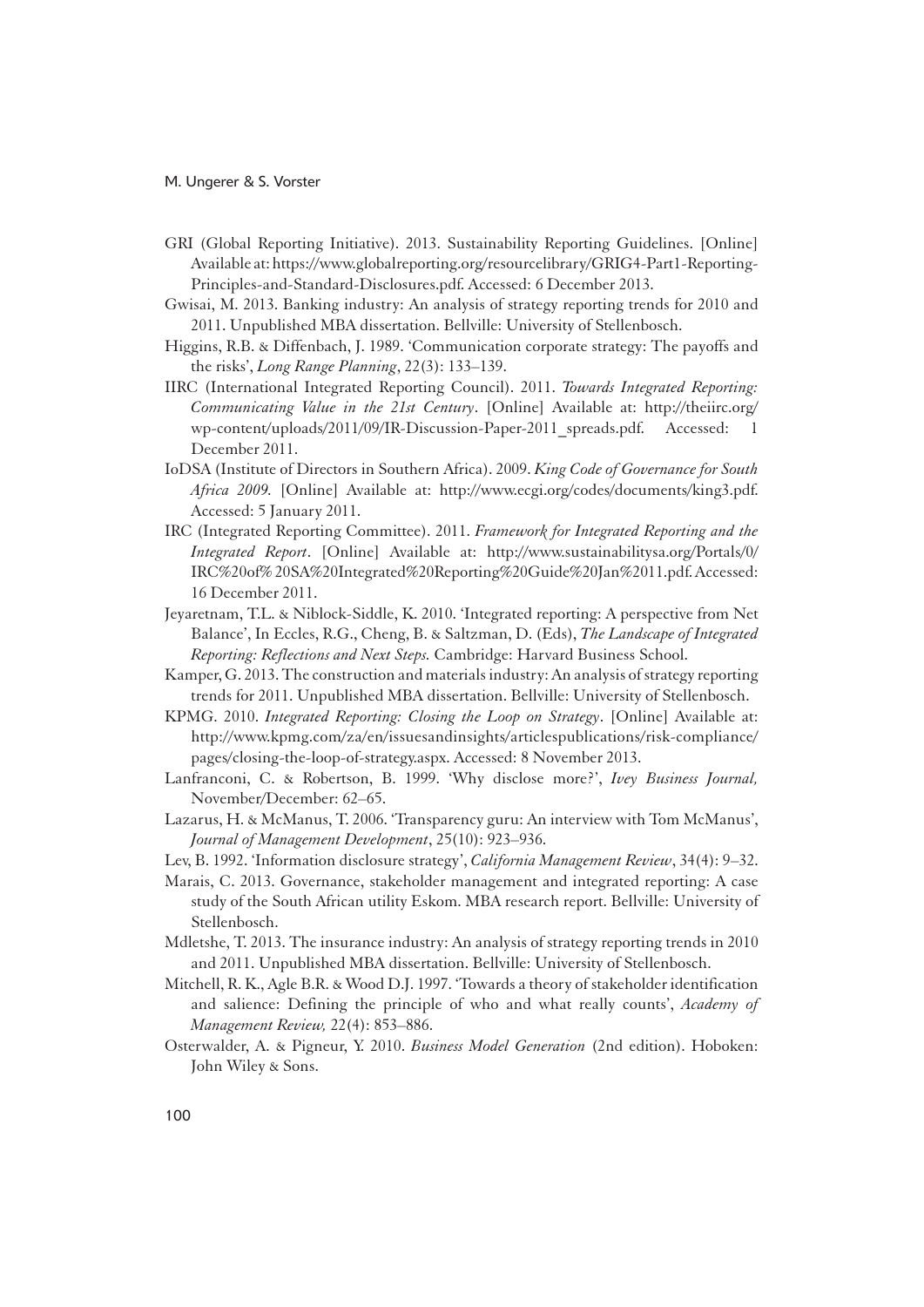GRI (Global Reporting Initiative). 2013. Sustainability Reporting Guidelines. [Online] Available at: https://www.globalreporting.org/resourcelibrary/GRIG4-Part1-Reporting-Principles-and-Standard-Disclosures.pdf. Accessed: 6 December 2013.

Gwisai, M. 2013. Banking industry: An analysis of strategy reporting trends for 2010 and 2011. Unpublished MBA dissertation. Bellville: University of Stellenbosch.

Higgins, R.B. & Diffenbach, J. 1989. 'Communication corporate strategy: The payoffs and the risks', *Long Range Planning*, 22(3): 133–139.

IIRC (International Integrated Reporting Council). 2011. *Towards Integrated Reporting: Communicating Value in the 21st Century*. [Online] Available at: http://theiirc.org/wp-content/uploads/2011/09/IR-Discussion-Paper-2011_spreads.pdf. Accessed: 1 December 2011.

IoDSA (Institute of Directors in Southern Africa). 2009. *King Code of Governance for South Africa 2009.* [Online] Available at: http://www.ecgi.org/codes/documents/king3.pdf. Accessed: 5 January 2011.

IRC (Integrated Reporting Committee). 2011. *Framework for Integrated Reporting and the Integrated Report*. [Online] Available at: http://www.sustainabilitysa.org/Portals/0/IRC%20of%20SA%20Integrated%20Reporting%20Guide%20Jan%2011.pdf. Accessed: 16 December 2011.

Jeyaretnam, T.L. & Niblock-Siddle, K. 2010. 'Integrated reporting: A perspective from Net Balance', In Eccles, R.G., Cheng, B. & Saltzman, D. (Eds), *The Landscape of Integrated Reporting: Reflections and Next Steps.* Cambridge: Harvard Business School.

Kamper, G. 2013. The construction and materials industry: An analysis of strategy reporting trends for 2011. Unpublished MBA dissertation. Bellville: University of Stellenbosch.

KPMG. 2010. *Integrated Reporting: Closing the Loop on Strategy*. [Online] Available at: http://www.kpmg.com/za/en/issuesandinsights/articlespublications/risk-compliance/pages/closing-the-loop-of-strategy.aspx. Accessed: 8 November 2013.

Lanfranconi, C. & Robertson, B. 1999. 'Why disclose more?', *Ivey Business Journal,* November/December: 62–65.

Lazarus, H. & McManus, T. 2006. 'Transparency guru: An interview with Tom McManus', *Journal of Management Development*, 25(10): 923–936.

Lev, B. 1992. 'Information disclosure strategy', *California Management Review*, 34(4): 9–32.

Marais, C. 2013. Governance, stakeholder management and integrated reporting: A case study of the South African utility Eskom. MBA research report. Bellville: University of Stellenbosch.

Mdletshe, T. 2013. The insurance industry: An analysis of strategy reporting trends in 2010 and 2011. Unpublished MBA dissertation. Bellville: University of Stellenbosch.

Mitchell, R. K., Agle B.R. & Wood D.J. 1997. 'Towards a theory of stakeholder identification and salience: Defining the principle of who and what really counts', *Academy of Management Review,* 22(4): 853–886.

Osterwalder, A. & Pigneur, Y. 2010. *Business Model Generation* (2nd edition). Hoboken: John Wiley & Sons.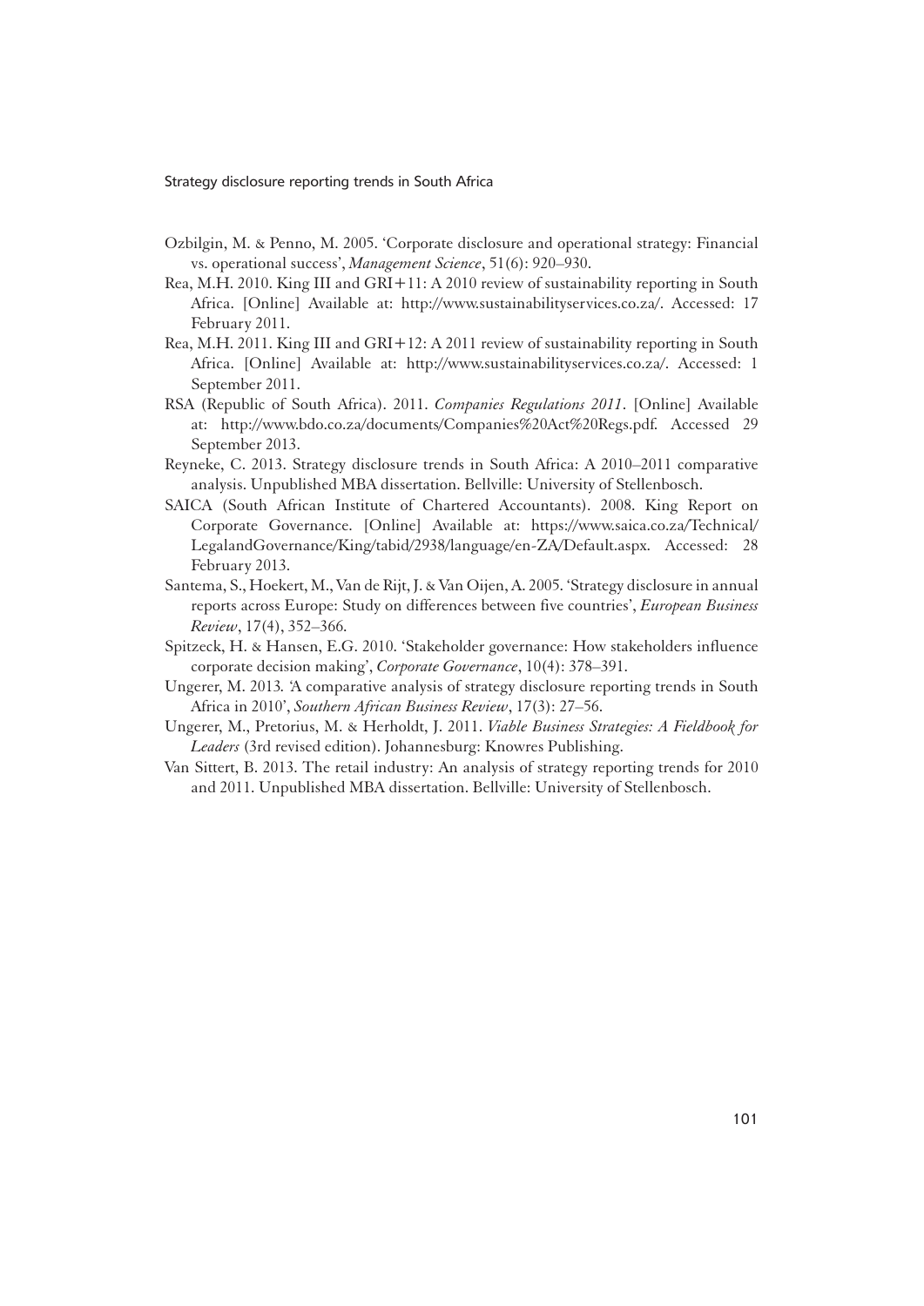Ozbilgin, M. & Penno, M. 2005. 'Corporate disclosure and operational strategy: Financial vs. operational success', *Management Science*, 51(6): 920–930.

Rea, M.H. 2010. King III and GRI+11: A 2010 review of sustainability reporting in South Africa. [Online] Available at: http://www.sustainabilityservices.co.za/. Accessed: 17 February 2011.

Rea, M.H. 2011. King III and GRI+12: A 2011 review of sustainability reporting in South Africa. [Online] Available at: http://www.sustainabilityservices.co.za/. Accessed: 1 September 2011.

RSA (Republic of South Africa). 2011. *Companies Regulations 2011*. [Online] Available at: http://www.bdo.co.za/documents/Companies%20Act%20Regs.pdf. Accessed 29 September 2013.

Reyneke, C. 2013. Strategy disclosure trends in South Africa: A 2010–2011 comparative analysis. Unpublished MBA dissertation. Bellville: University of Stellenbosch.

SAICA (South African Institute of Chartered Accountants). 2008. King Report on Corporate Governance. [Online] Available at: https://www.saica.co.za/Technical/LegalandGovernance/King/tabid/2938/language/en-ZA/Default.aspx. Accessed: 28 February 2013.

Santema, S., Hoekert, M., Van de Rijt, J. & Van Oijen, A. 2005. 'Strategy disclosure in annual reports across Europe: Study on differences between five countries', *European Business Review*, 17(4), 352–366.

Spitzeck, H. & Hansen, E.G. 2010. 'Stakeholder governance: How stakeholders influence corporate decision making', *Corporate Governance*, 10(4): 378–391.

Ungerer, M. 2013. 'A comparative analysis of strategy disclosure reporting trends in South Africa in 2010', *Southern African Business Review*, 17(3): 27–56.

Ungerer, M., Pretorius, M. & Herholdt, J. 2011. *Viable Business Strategies: A Fieldbook for Leaders* (3rd revised edition). Johannesburg: Knowres Publishing.

Van Sittert, B. 2013. The retail industry: An analysis of strategy reporting trends for 2010 and 2011. Unpublished MBA dissertation. Bellville: University of Stellenbosch.